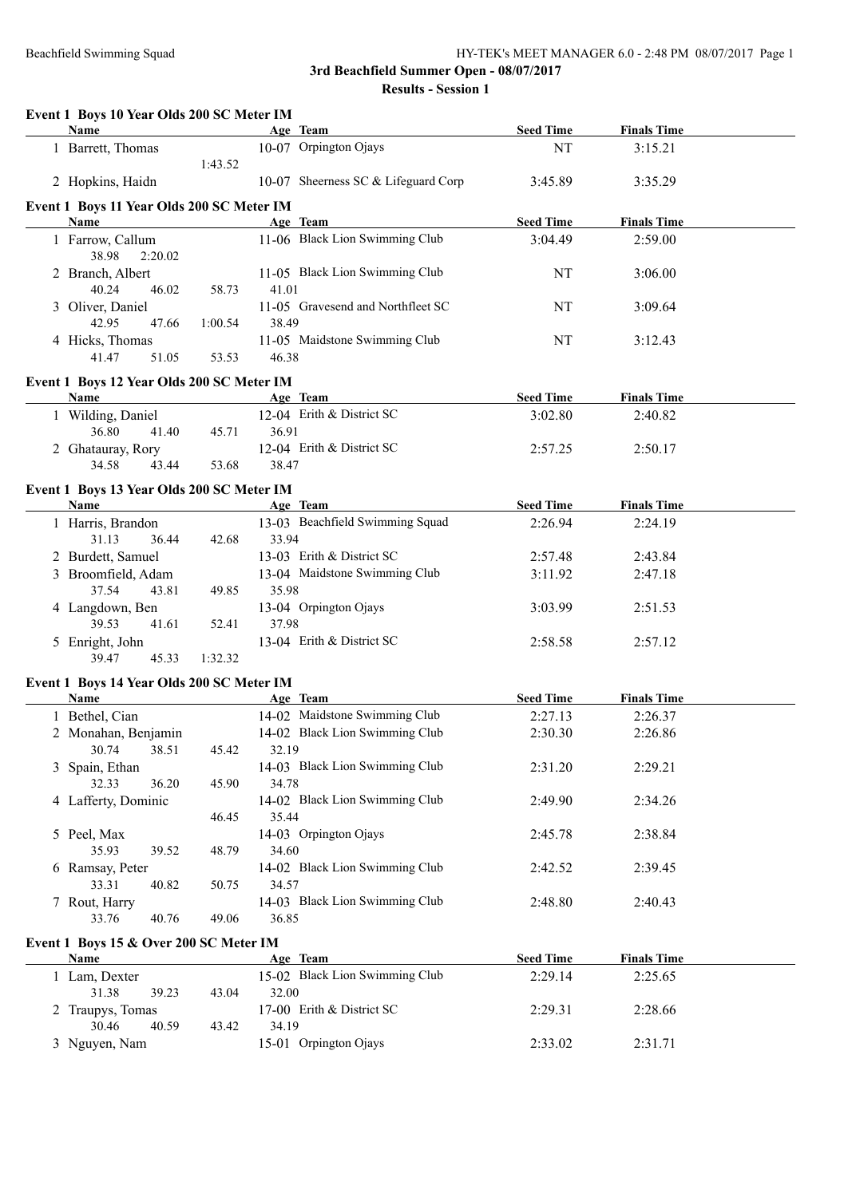# 3rd Beachfield Summer Open - 08/07/2017

## Results - Session 1

### Event 1 Boys 10 Year Olds 200 SC Meter IM

| | Name | Age | Team | Seed Time | Finals Time |
|---|---|---|---|---|---|
| 1 | Barrett, Thomas | 10-07 | Orpington Ojays | NT | 3:15.21 |
| | 1:43.52 | | | | |
| 2 | Hopkins, Haidn | 10-07 | Sheerness SC & Lifeguard Corp | 3:45.89 | 3:35.29 |

### Event 1 Boys 11 Year Olds 200 SC Meter IM

| | Name | Age | Team | Seed Time | Finals Time |
|---|---|---|---|---|---|
| 1 | Farrow, Callum | 11-06 | Black Lion Swimming Club | 3:04.49 | 2:59.00 |
| | 38.98 2:20.02 | | | | |
| 2 | Branch, Albert | 11-05 | Black Lion Swimming Club | NT | 3:06.00 |
| | 40.24 46.02 58.73 41.01 | | | | |
| 3 | Oliver, Daniel | 11-05 | Gravesend and Northfleet SC | NT | 3:09.64 |
| | 42.95 47.66 1:00.54 38.49 | | | | |
| 4 | Hicks, Thomas | 11-05 | Maidstone Swimming Club | NT | 3:12.43 |
| | 41.47 51.05 53.53 46.38 | | | | |

### Event 1 Boys 12 Year Olds 200 SC Meter IM

| | Name | Age | Team | Seed Time | Finals Time |
|---|---|---|---|---|---|
| 1 | Wilding, Daniel | 12-04 | Erith & District SC | 3:02.80 | 2:40.82 |
| | 36.80 41.40 45.71 36.91 | | | | |
| 2 | Ghatauray, Rory | 12-04 | Erith & District SC | 2:57.25 | 2:50.17 |
| | 34.58 43.44 53.68 38.47 | | | | |

### Event 1 Boys 13 Year Olds 200 SC Meter IM

| | Name | Age | Team | Seed Time | Finals Time |
|---|---|---|---|---|---|
| 1 | Harris, Brandon | 13-03 | Beachfield Swimming Squad | 2:26.94 | 2:24.19 |
| | 31.13 36.44 42.68 33.94 | | | | |
| 2 | Burdett, Samuel | 13-03 | Erith & District SC | 2:57.48 | 2:43.84 |
| 3 | Broomfield, Adam | 13-04 | Maidstone Swimming Club | 3:11.92 | 2:47.18 |
| | 37.54 43.81 49.85 35.98 | | | | |
| 4 | Langdown, Ben | 13-04 | Orpington Ojays | 3:03.99 | 2:51.53 |
| | 39.53 41.61 52.41 37.98 | | | | |
| 5 | Enright, John | 13-04 | Erith & District SC | 2:58.58 | 2:57.12 |
| | 39.47 45.33 1:32.32 | | | | |

### Event 1 Boys 14 Year Olds 200 SC Meter IM

| | Name | Age | Team | Seed Time | Finals Time |
|---|---|---|---|---|---|
| 1 | Bethel, Cian | 14-02 | Maidstone Swimming Club | 2:27.13 | 2:26.37 |
| 2 | Monahan, Benjamin | 14-02 | Black Lion Swimming Club | 2:30.30 | 2:26.86 |
| | 30.74 38.51 45.42 32.19 | | | | |
| 3 | Spain, Ethan | 14-03 | Black Lion Swimming Club | 2:31.20 | 2:29.21 |
| | 32.33 36.20 45.90 34.78 | | | | |
| 4 | Lafferty, Dominic | 14-02 | Black Lion Swimming Club | 2:49.90 | 2:34.26 |
| | 46.45 35.44 | | | | |
| 5 | Peel, Max | 14-03 | Orpington Ojays | 2:45.78 | 2:38.84 |
| | 35.93 39.52 48.79 34.60 | | | | |
| 6 | Ramsay, Peter | 14-02 | Black Lion Swimming Club | 2:42.52 | 2:39.45 |
| | 33.31 40.82 50.75 34.57 | | | | |
| 7 | Rout, Harry | 14-03 | Black Lion Swimming Club | 2:48.80 | 2:40.43 |
| | 33.76 40.76 49.06 36.85 | | | | |

### Event 1 Boys 15 & Over 200 SC Meter IM

| | Name | Age | Team | Seed Time | Finals Time |
|---|---|---|---|---|---|
| 1 | Lam, Dexter | 15-02 | Black Lion Swimming Club | 2:29.14 | 2:25.65 |
| | 31.38 39.23 43.04 32.00 | | | | |
| 2 | Traupys, Tomas | 17-00 | Erith & District SC | 2:29.31 | 2:28.66 |
| | 30.46 40.59 43.42 34.19 | | | | |
| 3 | Nguyen, Nam | 15-01 | Orpington Ojays | 2:33.02 | 2:31.71 |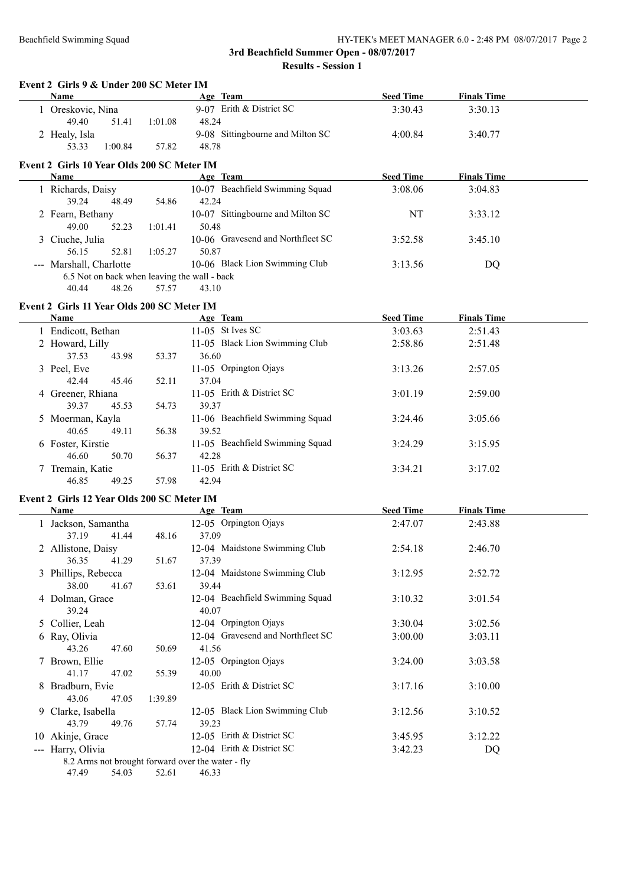# 3rd Beachfield Summer Open - 08/07/2017

## Results - Session 1

### Event 2 Girls 9 & Under 200 SC Meter IM

| | Name | Age | Team | Seed Time | Finals Time |
|---|---|---|---|---|---|
| 1 | Oreskovic, Nina | 9-07 | Erith & District SC | 3:30.43 | 3:30.13 |
| | 49.40 51.41 1:01.08 48.24 | | | | |
| 2 | Healy, Isla | 9-08 | Sittingbourne and Milton SC | 4:00.84 | 3:40.77 |
| | 53.33 1:00.84 57.82 48.78 | | | | |

### Event 2 Girls 10 Year Olds 200 SC Meter IM

| | Name | Age | Team | Seed Time | Finals Time |
|---|---|---|---|---|---|
| 1 | Richards, Daisy | 10-07 | Beachfield Swimming Squad | 3:08.06 | 3:04.83 |
| | 39.24 48.49 54.86 42.24 | | | | |
| 2 | Fearn, Bethany | 10-07 | Sittingbourne and Milton SC | NT | 3:33.12 |
| | 49.00 52.23 1:01.41 50.48 | | | | |
| 3 | Ciuche, Julia | 10-06 | Gravesend and Northfleet SC | 3:52.58 | 3:45.10 |
| | 56.15 52.81 1:05.27 50.87 | | | | |
| --- | Marshall, Charlotte | 10-06 | Black Lion Swimming Club | 3:13.56 | DQ |
| | 6.5 Not on back when leaving the wall - back | | | | |
| | 40.44 48.26 57.57 43.10 | | | | |

### Event 2 Girls 11 Year Olds 200 SC Meter IM

| | Name | Age | Team | Seed Time | Finals Time |
|---|---|---|---|---|---|
| 1 | Endicott, Bethan | 11-05 | St Ives SC | 3:03.63 | 2:51.43 |
| 2 | Howard, Lilly | 11-05 | Black Lion Swimming Club | 2:58.86 | 2:51.48 |
| | 37.53 43.98 53.37 36.60 | | | | |
| 3 | Peel, Eve | 11-05 | Orpington Ojays | 3:13.26 | 2:57.05 |
| | 42.44 45.46 52.11 37.04 | | | | |
| 4 | Greener, Rhiana | 11-05 | Erith & District SC | 3:01.19 | 2:59.00 |
| | 39.37 45.53 54.73 39.37 | | | | |
| 5 | Moerman, Kayla | 11-06 | Beachfield Swimming Squad | 3:24.46 | 3:05.66 |
| | 40.65 49.11 56.38 39.52 | | | | |
| 6 | Foster, Kirstie | 11-05 | Beachfield Swimming Squad | 3:24.29 | 3:15.95 |
| | 46.60 50.70 56.37 42.28 | | | | |
| 7 | Tremain, Katie | 11-05 | Erith & District SC | 3:34.21 | 3:17.02 |
| | 46.85 49.25 57.98 42.94 | | | | |

### Event 2 Girls 12 Year Olds 200 SC Meter IM

| | Name | Age | Team | Seed Time | Finals Time |
|---|---|---|---|---|---|
| 1 | Jackson, Samantha | 12-05 | Orpington Ojays | 2:47.07 | 2:43.88 |
| | 37.19 41.44 48.16 37.09 | | | | |
| 2 | Allistone, Daisy | 12-04 | Maidstone Swimming Club | 2:54.18 | 2:46.70 |
| | 36.35 41.29 51.67 37.39 | | | | |
| 3 | Phillips, Rebecca | 12-04 | Maidstone Swimming Club | 3:12.95 | 2:52.72 |
| | 38.00 41.67 53.61 39.44 | | | | |
| 4 | Dolman, Grace | 12-04 | Beachfield Swimming Squad | 3:10.32 | 3:01.54 |
| | 39.24 40.07 | | | | |
| 5 | Collier, Leah | 12-04 | Orpington Ojays | 3:30.04 | 3:02.56 |
| 6 | Ray, Olivia | 12-04 | Gravesend and Northfleet SC | 3:00.00 | 3:03.11 |
| | 43.26 47.60 50.69 41.56 | | | | |
| 7 | Brown, Ellie | 12-05 | Orpington Ojays | 3:24.00 | 3:03.58 |
| | 41.17 47.02 55.39 40.00 | | | | |
| 8 | Bradburn, Evie | 12-05 | Erith & District SC | 3:17.16 | 3:10.00 |
| | 43.06 47.05 1:39.89 | | | | |
| 9 | Clarke, Isabella | 12-05 | Black Lion Swimming Club | 3:12.56 | 3:10.52 |
| | 43.79 49.76 57.74 39.23 | | | | |
| 10 | Akinje, Grace | 12-05 | Erith & District SC | 3:45.95 | 3:12.22 |
| --- | Harry, Olivia | 12-04 | Erith & District SC | 3:42.23 | DQ |
| | 8.2 Arms not brought forward over the water - fly | | | | |
| | 47.49 54.03 52.61 46.33 | | | | |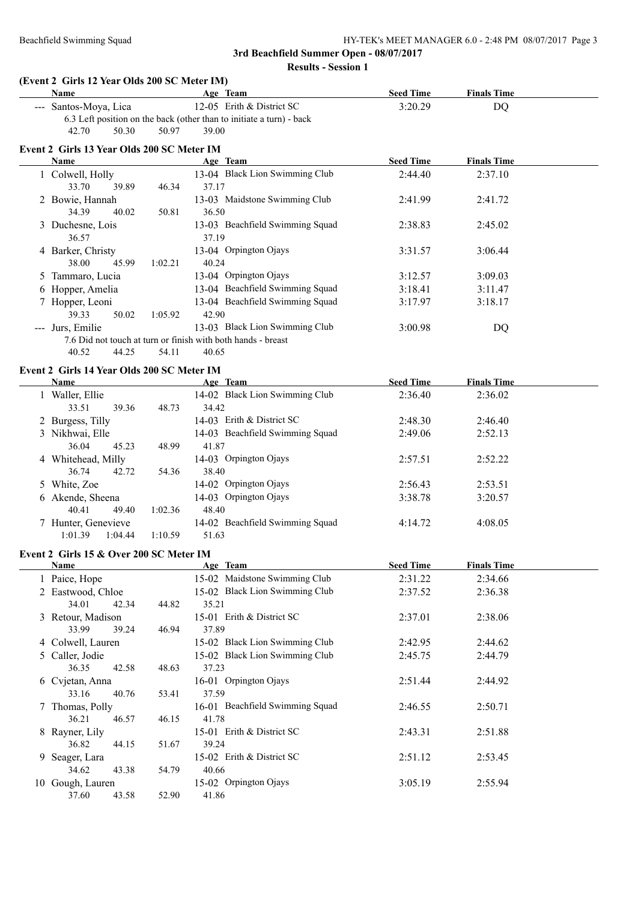## 3rd Beachfield Summer Open - 08/07/2017

### Results - Session 1

#### (Event 2 Girls 12 Year Olds 200 SC Meter IM)

| | Name | Age | Team | Seed Time | Finals Time |
|---|---|---|---|---|---|
| --- | Santos-Moya, Lica | 12-05 | Erith & District SC | 3:20.29 | DQ |
| | 6.3 Left position on the back (other than to initiate a turn) - back | | | | |
| | 42.70 50.30 50.97 39.00 | | | | |

#### Event 2 Girls 13 Year Olds 200 SC Meter IM

| | Name | Age | Team | Seed Time | Finals Time |
|---|---|---|---|---|---|
| 1 | Colwell, Holly | 13-04 | Black Lion Swimming Club | 2:44.40 | 2:37.10 |
| | 33.70 39.89 46.34 37.17 | | | | |
| 2 | Bowie, Hannah | 13-03 | Maidstone Swimming Club | 2:41.99 | 2:41.72 |
| | 34.39 40.02 50.81 36.50 | | | | |
| 3 | Duchesne, Lois | 13-03 | Beachfield Swimming Squad | 2:38.83 | 2:45.02 |
| | 36.57 37.19 | | | | |
| 4 | Barker, Christy | 13-04 | Orpington Ojays | 3:31.57 | 3:06.44 |
| | 38.00 45.99 1:02.21 40.24 | | | | |
| 5 | Tammaro, Lucia | 13-04 | Orpington Ojays | 3:12.57 | 3:09.03 |
| 6 | Hopper, Amelia | 13-04 | Beachfield Swimming Squad | 3:18.41 | 3:11.47 |
| 7 | Hopper, Leoni | 13-04 | Beachfield Swimming Squad | 3:17.97 | 3:18.17 |
| | 39.33 50.02 1:05.92 42.90 | | | | |
| --- | Jurs, Emilie | 13-03 | Black Lion Swimming Club | 3:00.98 | DQ |
| | 7.6 Did not touch at turn or finish with both hands - breast | | | | |
| | 40.52 44.25 54.11 40.65 | | | | |

#### Event 2 Girls 14 Year Olds 200 SC Meter IM

| | Name | Age | Team | Seed Time | Finals Time |
|---|---|---|---|---|---|
| 1 | Waller, Ellie | 14-02 | Black Lion Swimming Club | 2:36.40 | 2:36.02 |
| | 33.51 39.36 48.73 34.42 | | | | |
| 2 | Burgess, Tilly | 14-03 | Erith & District SC | 2:48.30 | 2:46.40 |
| 3 | Nikhwai, Elle | 14-03 | Beachfield Swimming Squad | 2:49.06 | 2:52.13 |
| | 36.04 45.23 48.99 41.87 | | | | |
| 4 | Whitehead, Milly | 14-03 | Orpington Ojays | 2:57.51 | 2:52.22 |
| | 36.74 42.72 54.36 38.40 | | | | |
| 5 | White, Zoe | 14-02 | Orpington Ojays | 2:56.43 | 2:53.51 |
| 6 | Akende, Sheena | 14-03 | Orpington Ojays | 3:38.78 | 3:20.57 |
| | 40.41 49.40 1:02.36 48.40 | | | | |
| 7 | Hunter, Genevieve | 14-02 | Beachfield Swimming Squad | 4:14.72 | 4:08.05 |
| | 1:01.39 1:04.44 1:10.59 51.63 | | | | |

#### Event 2 Girls 15 & Over 200 SC Meter IM

| | Name | Age | Team | Seed Time | Finals Time |
|---|---|---|---|---|---|
| 1 | Paice, Hope | 15-02 | Maidstone Swimming Club | 2:31.22 | 2:34.66 |
| 2 | Eastwood, Chloe | 15-02 | Black Lion Swimming Club | 2:37.52 | 2:36.38 |
| | 34.01 42.34 44.82 35.21 | | | | |
| 3 | Retour, Madison | 15-01 | Erith & District SC | 2:37.01 | 2:38.06 |
| | 33.99 39.24 46.94 37.89 | | | | |
| 4 | Colwell, Lauren | 15-02 | Black Lion Swimming Club | 2:42.95 | 2:44.62 |
| 5 | Caller, Jodie | 15-02 | Black Lion Swimming Club | 2:45.75 | 2:44.79 |
| | 36.35 42.58 48.63 37.23 | | | | |
| 6 | Cvjetan, Anna | 16-01 | Orpington Ojays | 2:51.44 | 2:44.92 |
| | 33.16 40.76 53.41 37.59 | | | | |
| 7 | Thomas, Polly | 16-01 | Beachfield Swimming Squad | 2:46.55 | 2:50.71 |
| | 36.21 46.57 46.15 41.78 | | | | |
| 8 | Rayner, Lily | 15-01 | Erith & District SC | 2:43.31 | 2:51.88 |
| | 36.82 44.15 51.67 39.24 | | | | |
| 9 | Seager, Lara | 15-02 | Erith & District SC | 2:51.12 | 2:53.45 |
| | 34.62 43.38 54.79 40.66 | | | | |
| 10 | Gough, Lauren | 15-02 | Orpington Ojays | 3:05.19 | 2:55.94 |
| | 37.60 43.58 52.90 41.86 | | | | |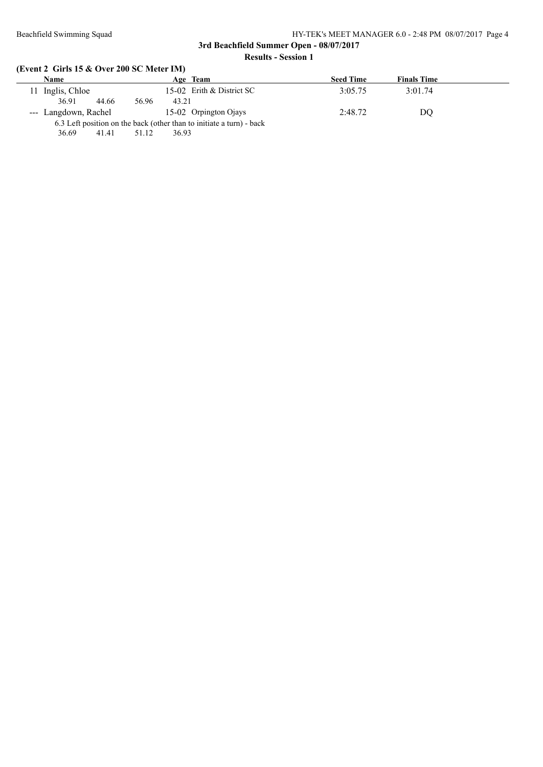**3rd Beachfield Summer Open - 08/07/2017**

**Results - Session 1**

### (Event 2 Girls 15 & Over 200 SC Meter IM)

| | Name | Age | Team | Seed Time | Finals Time |
|---|---|---|---|---|---|
| 11 | Inglis, Chloe | 15-02 | Erith & District SC | 3:05.75 | 3:01.74 |
| | 36.91 44.66 56.96 43.21 | | | | |
| --- | Langdown, Rachel | 15-02 | Orpington Ojays | 2:48.72 | DQ |
| | 6.3 Left position on the back (other than to initiate a turn) - back | | | | |
| | 36.69 41.41 51.12 36.93 | | | | |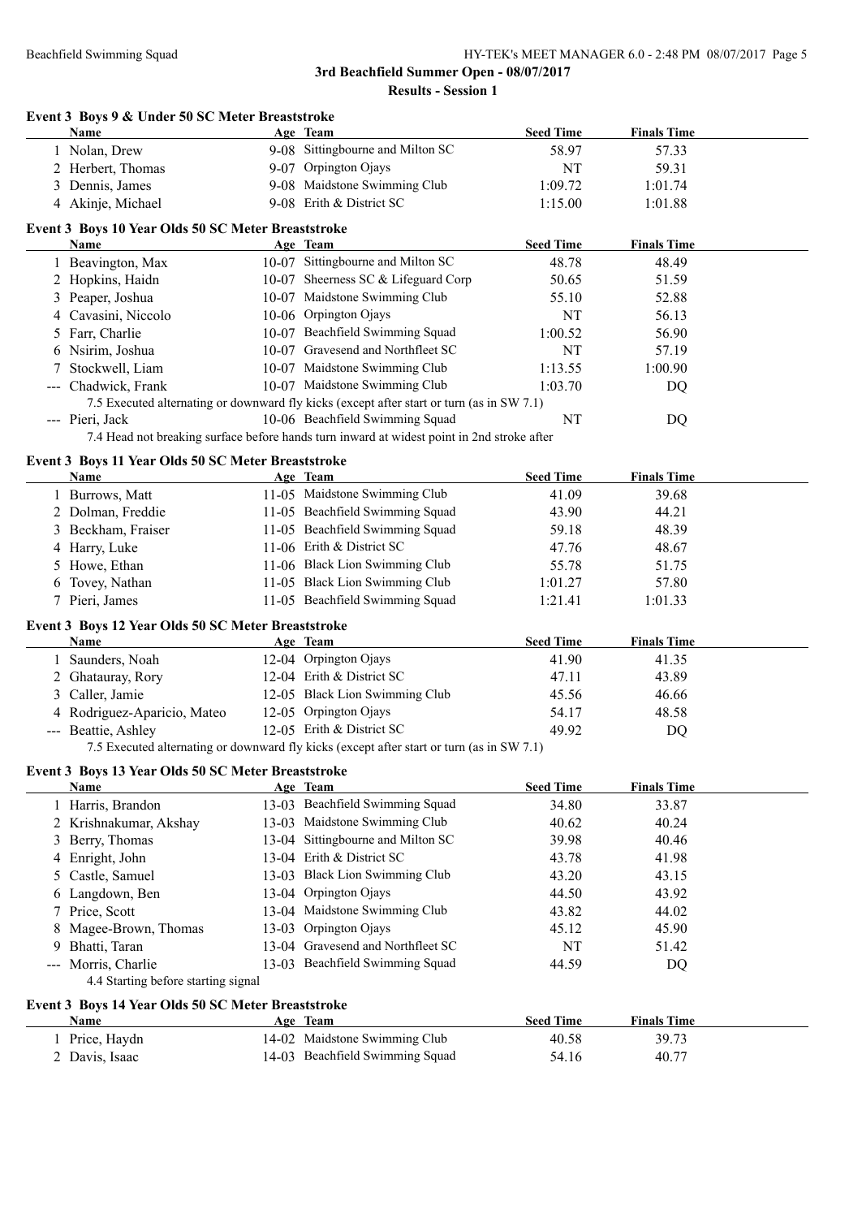## 3rd Beachfield Summer Open - 08/07/2017

### Results - Session 1

#### Event 3 Boys 9 & Under 50 SC Meter Breaststroke

| | Name | Age | Team | Seed Time | Finals Time |
|---|---|---|---|---|---|
| 1 | Nolan, Drew | 9-08 | Sittingbourne and Milton SC | 58.97 | 57.33 |
| 2 | Herbert, Thomas | 9-07 | Orpington Ojays | NT | 59.31 |
| 3 | Dennis, James | 9-08 | Maidstone Swimming Club | 1:09.72 | 1:01.74 |
| 4 | Akinje, Michael | 9-08 | Erith & District SC | 1:15.00 | 1:01.88 |

#### Event 3 Boys 10 Year Olds 50 SC Meter Breaststroke

| | Name | Age | Team | Seed Time | Finals Time |
|---|---|---|---|---|---|
| 1 | Beavington, Max | 10-07 | Sittingbourne and Milton SC | 48.78 | 48.49 |
| 2 | Hopkins, Haidn | 10-07 | Sheerness SC & Lifeguard Corp | 50.65 | 51.59 |
| 3 | Peaper, Joshua | 10-07 | Maidstone Swimming Club | 55.10 | 52.88 |
| 4 | Cavasini, Niccolo | 10-06 | Orpington Ojays | NT | 56.13 |
| 5 | Farr, Charlie | 10-07 | Beachfield Swimming Squad | 1:00.52 | 56.90 |
| 6 | Nsirim, Joshua | 10-07 | Gravesend and Northfleet SC | NT | 57.19 |
| 7 | Stockwell, Liam | 10-07 | Maidstone Swimming Club | 1:13.55 | 1:00.90 |
| --- | Chadwick, Frank | 10-07 | Maidstone Swimming Club | 1:03.70 | DQ |
| | 7.5 Executed alternating or downward fly kicks (except after start or turn (as in SW 7.1) | | | | |
| --- | Pieri, Jack | 10-06 | Beachfield Swimming Squad | NT | DQ |
| | 7.4 Head not breaking surface before hands turn inward at widest point in 2nd stroke after | | | | |

#### Event 3 Boys 11 Year Olds 50 SC Meter Breaststroke

| | Name | Age | Team | Seed Time | Finals Time |
|---|---|---|---|---|---|
| 1 | Burrows, Matt | 11-05 | Maidstone Swimming Club | 41.09 | 39.68 |
| 2 | Dolman, Freddie | 11-05 | Beachfield Swimming Squad | 43.90 | 44.21 |
| 3 | Beckham, Fraiser | 11-05 | Beachfield Swimming Squad | 59.18 | 48.39 |
| 4 | Harry, Luke | 11-06 | Erith & District SC | 47.76 | 48.67 |
| 5 | Howe, Ethan | 11-06 | Black Lion Swimming Club | 55.78 | 51.75 |
| 6 | Tovey, Nathan | 11-05 | Black Lion Swimming Club | 1:01.27 | 57.80 |
| 7 | Pieri, James | 11-05 | Beachfield Swimming Squad | 1:21.41 | 1:01.33 |

#### Event 3 Boys 12 Year Olds 50 SC Meter Breaststroke

| | Name | Age | Team | Seed Time | Finals Time |
|---|---|---|---|---|---|
| 1 | Saunders, Noah | 12-04 | Orpington Ojays | 41.90 | 41.35 |
| 2 | Ghatauray, Rory | 12-04 | Erith & District SC | 47.11 | 43.89 |
| 3 | Caller, Jamie | 12-05 | Black Lion Swimming Club | 45.56 | 46.66 |
| 4 | Rodriguez-Aparicio, Mateo | 12-05 | Orpington Ojays | 54.17 | 48.58 |
| --- | Beattie, Ashley | 12-05 | Erith & District SC | 49.92 | DQ |
| | 7.5 Executed alternating or downward fly kicks (except after start or turn (as in SW 7.1) | | | | |

#### Event 3 Boys 13 Year Olds 50 SC Meter Breaststroke

| | Name | Age | Team | Seed Time | Finals Time |
|---|---|---|---|---|---|
| 1 | Harris, Brandon | 13-03 | Beachfield Swimming Squad | 34.80 | 33.87 |
| 2 | Krishnakumar, Akshay | 13-03 | Maidstone Swimming Club | 40.62 | 40.24 |
| 3 | Berry, Thomas | 13-04 | Sittingbourne and Milton SC | 39.98 | 40.46 |
| 4 | Enright, John | 13-04 | Erith & District SC | 43.78 | 41.98 |
| 5 | Castle, Samuel | 13-03 | Black Lion Swimming Club | 43.20 | 43.15 |
| 6 | Langdown, Ben | 13-04 | Orpington Ojays | 44.50 | 43.92 |
| 7 | Price, Scott | 13-04 | Maidstone Swimming Club | 43.82 | 44.02 |
| 8 | Magee-Brown, Thomas | 13-03 | Orpington Ojays | 45.12 | 45.90 |
| 9 | Bhatti, Taran | 13-04 | Gravesend and Northfleet SC | NT | 51.42 |
| --- | Morris, Charlie | 13-03 | Beachfield Swimming Squad | 44.59 | DQ |
| | 4.4 Starting before starting signal | | | | |

#### Event 3 Boys 14 Year Olds 50 SC Meter Breaststroke

| | Name | Age | Team | Seed Time | Finals Time |
|---|---|---|---|---|---|
| 1 | Price, Haydn | 14-02 | Maidstone Swimming Club | 40.58 | 39.73 |
| 2 | Davis, Isaac | 14-03 | Beachfield Swimming Squad | 54.16 | 40.77 |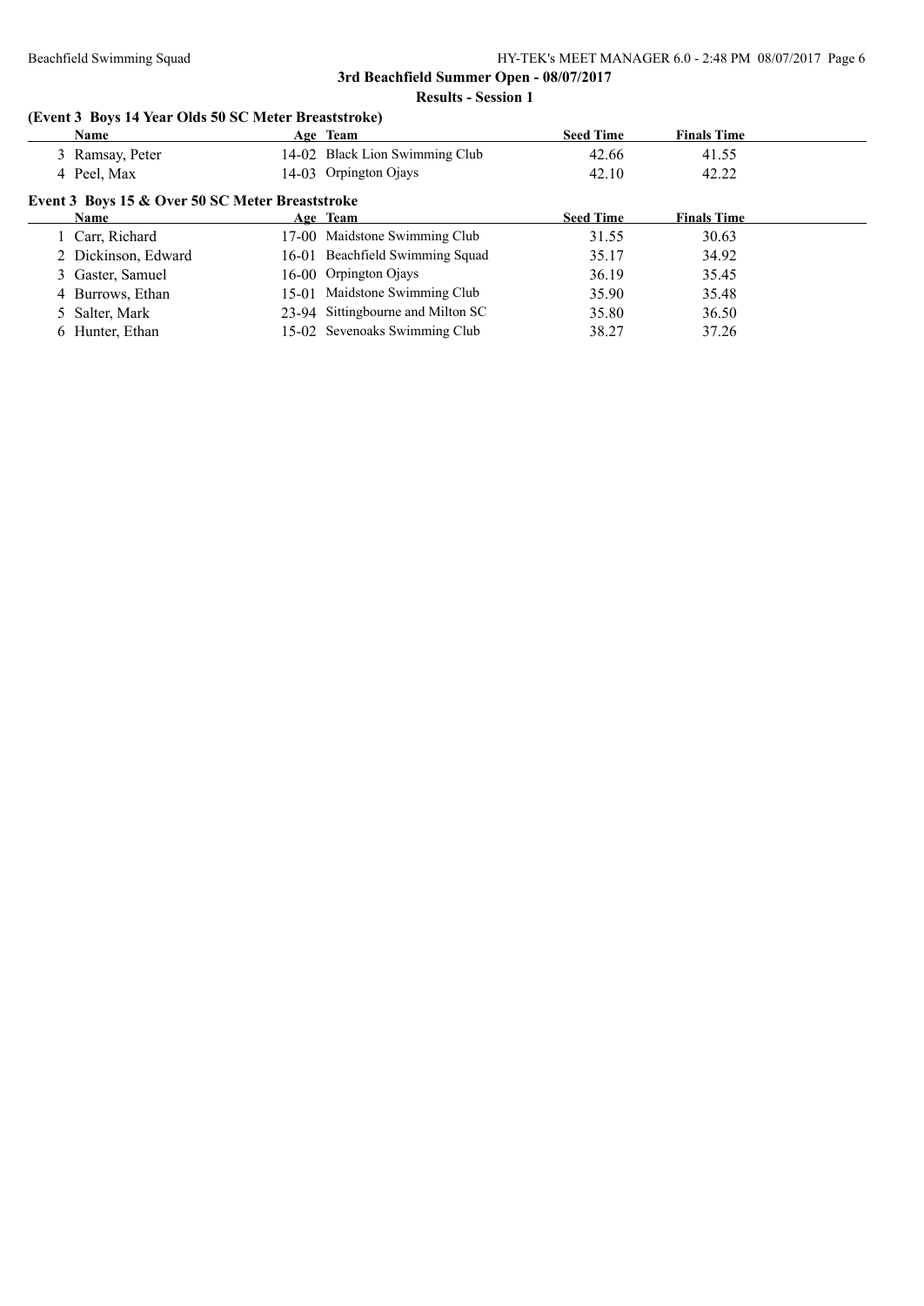## (Event 3 Boys 14 Year Olds 50 SC Meter Breaststroke)

| | Name | Age | Team | Seed Time | Finals Time |
|---|---|---|---|---|---|
| 3 | Ramsay, Peter | 14-02 | Black Lion Swimming Club | 42.66 | 41.55 |
| 4 | Peel, Max | 14-03 | Orpington Ojays | 42.10 | 42.22 |

## Event 3 Boys 15 & Over 50 SC Meter Breaststroke

| | Name | Age | Team | Seed Time | Finals Time |
|---|---|---|---|---|---|
| 1 | Carr, Richard | 17-00 | Maidstone Swimming Club | 31.55 | 30.63 |
| 2 | Dickinson, Edward | 16-01 | Beachfield Swimming Squad | 35.17 | 34.92 |
| 3 | Gaster, Samuel | 16-00 | Orpington Ojays | 36.19 | 35.45 |
| 4 | Burrows, Ethan | 15-01 | Maidstone Swimming Club | 35.90 | 35.48 |
| 5 | Salter, Mark | 23-94 | Sittingbourne and Milton SC | 35.80 | 36.50 |
| 6 | Hunter, Ethan | 15-02 | Sevenoaks Swimming Club | 38.27 | 37.26 |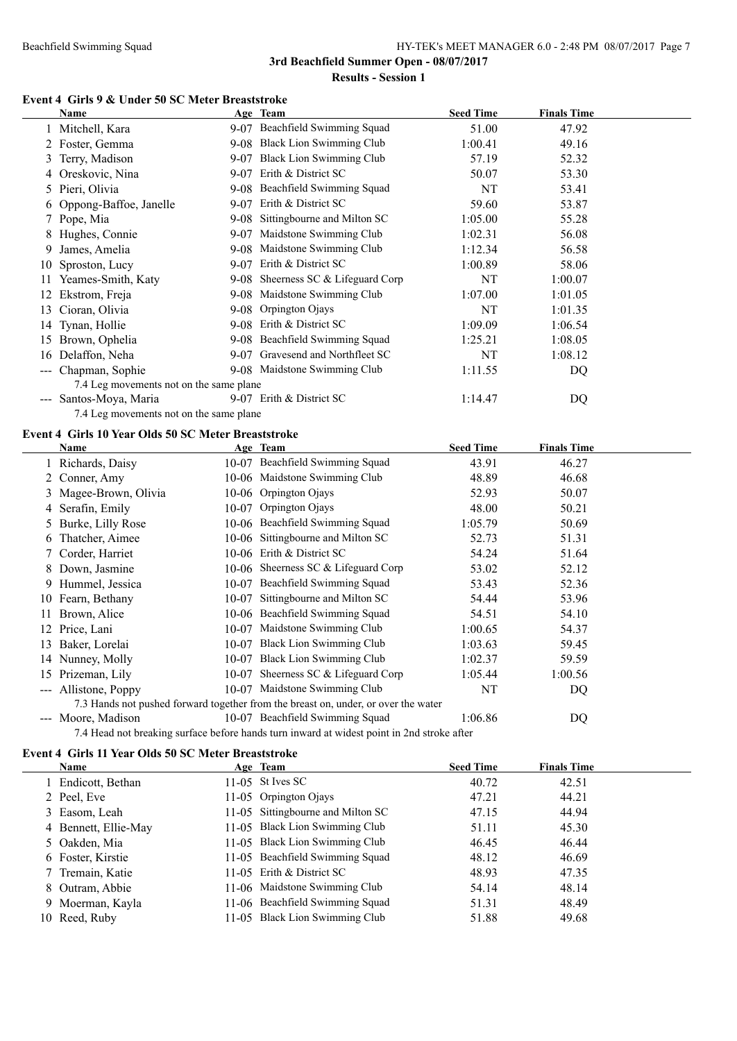### Event 4 Girls 9 & Under 50 SC Meter Breaststroke

| | Name | Age | Team | Seed Time | Finals Time |
|---|---|---|---|---|---|
| 1 | Mitchell, Kara | 9-07 | Beachfield Swimming Squad | 51.00 | 47.92 |
| 2 | Foster, Gemma | 9-08 | Black Lion Swimming Club | 1:00.41 | 49.16 |
| 3 | Terry, Madison | 9-07 | Black Lion Swimming Club | 57.19 | 52.32 |
| 4 | Oreskovic, Nina | 9-07 | Erith & District SC | 50.07 | 53.30 |
| 5 | Pieri, Olivia | 9-08 | Beachfield Swimming Squad | NT | 53.41 |
| 6 | Oppong-Baffoe, Janelle | 9-07 | Erith & District SC | 59.60 | 53.87 |
| 7 | Pope, Mia | 9-08 | Sittingbourne and Milton SC | 1:05.00 | 55.28 |
| 8 | Hughes, Connie | 9-07 | Maidstone Swimming Club | 1:02.31 | 56.08 |
| 9 | James, Amelia | 9-08 | Maidstone Swimming Club | 1:12.34 | 56.58 |
| 10 | Sproston, Lucy | 9-07 | Erith & District SC | 1:00.89 | 58.06 |
| 11 | Yeames-Smith, Katy | 9-08 | Sheerness SC & Lifeguard Corp | NT | 1:00.07 |
| 12 | Ekstrom, Freja | 9-08 | Maidstone Swimming Club | 1:07.00 | 1:01.05 |
| 13 | Cioran, Olivia | 9-08 | Orpington Ojays | NT | 1:01.35 |
| 14 | Tynan, Hollie | 9-08 | Erith & District SC | 1:09.09 | 1:06.54 |
| 15 | Brown, Ophelia | 9-08 | Beachfield Swimming Squad | 1:25.21 | 1:08.05 |
| 16 | Delaffon, Neha | 9-07 | Gravesend and Northfleet SC | NT | 1:08.12 |
| --- | Chapman, Sophie | 9-08 | Maidstone Swimming Club | 1:11.55 | DQ |
| | 7.4 Leg movements not on the same plane | | | | |
| --- | Santos-Moya, Maria | 9-07 | Erith & District SC | 1:14.47 | DQ |
| | 7.4 Leg movements not on the same plane | | | | |

### Event 4 Girls 10 Year Olds 50 SC Meter Breaststroke

| | Name | Age | Team | Seed Time | Finals Time |
|---|---|---|---|---|---|
| 1 | Richards, Daisy | 10-07 | Beachfield Swimming Squad | 43.91 | 46.27 |
| 2 | Conner, Amy | 10-06 | Maidstone Swimming Club | 48.89 | 46.68 |
| 3 | Magee-Brown, Olivia | 10-06 | Orpington Ojays | 52.93 | 50.07 |
| 4 | Serafin, Emily | 10-07 | Orpington Ojays | 48.00 | 50.21 |
| 5 | Burke, Lilly Rose | 10-06 | Beachfield Swimming Squad | 1:05.79 | 50.69 |
| 6 | Thatcher, Aimee | 10-06 | Sittingbourne and Milton SC | 52.73 | 51.31 |
| 7 | Corder, Harriet | 10-06 | Erith & District SC | 54.24 | 51.64 |
| 8 | Down, Jasmine | 10-06 | Sheerness SC & Lifeguard Corp | 53.02 | 52.12 |
| 9 | Hummel, Jessica | 10-07 | Beachfield Swimming Squad | 53.43 | 52.36 |
| 10 | Fearn, Bethany | 10-07 | Sittingbourne and Milton SC | 54.44 | 53.96 |
| 11 | Brown, Alice | 10-06 | Beachfield Swimming Squad | 54.51 | 54.10 |
| 12 | Price, Lani | 10-07 | Maidstone Swimming Club | 1:00.65 | 54.37 |
| 13 | Baker, Lorelai | 10-07 | Black Lion Swimming Club | 1:03.63 | 59.45 |
| 14 | Nunney, Molly | 10-07 | Black Lion Swimming Club | 1:02.37 | 59.59 |
| 15 | Prizeman, Lily | 10-07 | Sheerness SC & Lifeguard Corp | 1:05.44 | 1:00.56 |
| --- | Allistone, Poppy | 10-07 | Maidstone Swimming Club | NT | DQ |
| | 7.3 Hands not pushed forward together from the breast on, under, or over the water | | | | |
| --- | Moore, Madison | 10-07 | Beachfield Swimming Squad | 1:06.86 | DQ |
| | 7.4 Head not breaking surface before hands turn inward at widest point in 2nd stroke after | | | | |

### Event 4 Girls 11 Year Olds 50 SC Meter Breaststroke

| | Name | Age | Team | Seed Time | Finals Time |
|---|---|---|---|---|---|
| 1 | Endicott, Bethan | 11-05 | St Ives SC | 40.72 | 42.51 |
| 2 | Peel, Eve | 11-05 | Orpington Ojays | 47.21 | 44.21 |
| 3 | Easom, Leah | 11-05 | Sittingbourne and Milton SC | 47.15 | 44.94 |
| 4 | Bennett, Ellie-May | 11-05 | Black Lion Swimming Club | 51.11 | 45.30 |
| 5 | Oakden, Mia | 11-05 | Black Lion Swimming Club | 46.45 | 46.44 |
| 6 | Foster, Kirstie | 11-05 | Beachfield Swimming Squad | 48.12 | 46.69 |
| 7 | Tremain, Katie | 11-05 | Erith & District SC | 48.93 | 47.35 |
| 8 | Outram, Abbie | 11-06 | Maidstone Swimming Club | 54.14 | 48.14 |
| 9 | Moerman, Kayla | 11-06 | Beachfield Swimming Squad | 51.31 | 48.49 |
| 10 | Reed, Ruby | 11-05 | Black Lion Swimming Club | 51.88 | 49.68 |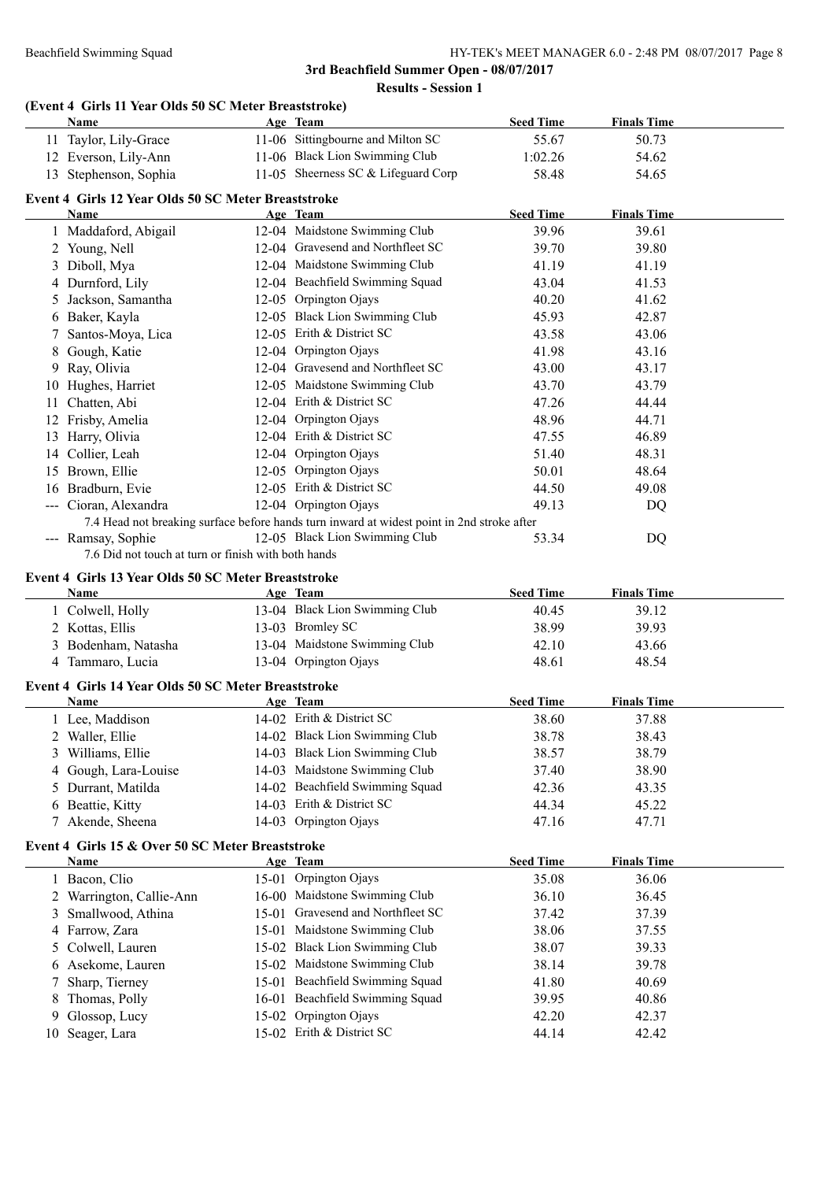**3rd Beachfield Summer Open - 08/07/2017**

**Results - Session 1**

### (Event 4 Girls 11 Year Olds 50 SC Meter Breaststroke)

| | Name | Age | Team | Seed Time | Finals Time |
|---|---|---|---|---|---|
| 11 | Taylor, Lily-Grace | 11-06 | Sittingbourne and Milton SC | 55.67 | 50.73 |
| 12 | Everson, Lily-Ann | 11-06 | Black Lion Swimming Club | 1:02.26 | 54.62 |
| 13 | Stephenson, Sophia | 11-05 | Sheerness SC & Lifeguard Corp | 58.48 | 54.65 |

### Event 4 Girls 12 Year Olds 50 SC Meter Breaststroke

| | Name | Age | Team | Seed Time | Finals Time |
|---|---|---|---|---|---|
| 1 | Maddaford, Abigail | 12-04 | Maidstone Swimming Club | 39.96 | 39.61 |
| 2 | Young, Nell | 12-04 | Gravesend and Northfleet SC | 39.70 | 39.80 |
| 3 | Diboll, Mya | 12-04 | Maidstone Swimming Club | 41.19 | 41.19 |
| 4 | Durnford, Lily | 12-04 | Beachfield Swimming Squad | 43.04 | 41.53 |
| 5 | Jackson, Samantha | 12-05 | Orpington Ojays | 40.20 | 41.62 |
| 6 | Baker, Kayla | 12-05 | Black Lion Swimming Club | 45.93 | 42.87 |
| 7 | Santos-Moya, Lica | 12-05 | Erith & District SC | 43.58 | 43.06 |
| 8 | Gough, Katie | 12-04 | Orpington Ojays | 41.98 | 43.16 |
| 9 | Ray, Olivia | 12-04 | Gravesend and Northfleet SC | 43.00 | 43.17 |
| 10 | Hughes, Harriet | 12-05 | Maidstone Swimming Club | 43.70 | 43.79 |
| 11 | Chatten, Abi | 12-04 | Erith & District SC | 47.26 | 44.44 |
| 12 | Frisby, Amelia | 12-04 | Orpington Ojays | 48.96 | 44.71 |
| 13 | Harry, Olivia | 12-04 | Erith & District SC | 47.55 | 46.89 |
| 14 | Collier, Leah | 12-04 | Orpington Ojays | 51.40 | 48.31 |
| 15 | Brown, Ellie | 12-05 | Orpington Ojays | 50.01 | 48.64 |
| 16 | Bradburn, Evie | 12-05 | Erith & District SC | 44.50 | 49.08 |
| --- | Cioran, Alexandra | 12-04 | Orpington Ojays | 49.13 | DQ |
| | 7.4 Head not breaking surface before hands turn inward at widest point in 2nd stroke after | | | | |
| --- | Ramsay, Sophie | 12-05 | Black Lion Swimming Club | 53.34 | DQ |
| | 7.6 Did not touch at turn or finish with both hands | | | | |

### Event 4 Girls 13 Year Olds 50 SC Meter Breaststroke

| | Name | Age | Team | Seed Time | Finals Time |
|---|---|---|---|---|---|
| 1 | Colwell, Holly | 13-04 | Black Lion Swimming Club | 40.45 | 39.12 |
| 2 | Kottas, Ellis | 13-03 | Bromley SC | 38.99 | 39.93 |
| 3 | Bodenham, Natasha | 13-04 | Maidstone Swimming Club | 42.10 | 43.66 |
| 4 | Tammaro, Lucia | 13-04 | Orpington Ojays | 48.61 | 48.54 |

### Event 4 Girls 14 Year Olds 50 SC Meter Breaststroke

| | Name | Age | Team | Seed Time | Finals Time |
|---|---|---|---|---|---|
| 1 | Lee, Maddison | 14-02 | Erith & District SC | 38.60 | 37.88 |
| 2 | Waller, Ellie | 14-02 | Black Lion Swimming Club | 38.78 | 38.43 |
| 3 | Williams, Ellie | 14-03 | Black Lion Swimming Club | 38.57 | 38.79 |
| 4 | Gough, Lara-Louise | 14-03 | Maidstone Swimming Club | 37.40 | 38.90 |
| 5 | Durrant, Matilda | 14-02 | Beachfield Swimming Squad | 42.36 | 43.35 |
| 6 | Beattie, Kitty | 14-03 | Erith & District SC | 44.34 | 45.22 |
| 7 | Akende, Sheena | 14-03 | Orpington Ojays | 47.16 | 47.71 |

### Event 4 Girls 15 & Over 50 SC Meter Breaststroke

| | Name | Age | Team | Seed Time | Finals Time |
|---|---|---|---|---|---|
| 1 | Bacon, Clio | 15-01 | Orpington Ojays | 35.08 | 36.06 |
| 2 | Warrington, Callie-Ann | 16-00 | Maidstone Swimming Club | 36.10 | 36.45 |
| 3 | Smallwood, Athina | 15-01 | Gravesend and Northfleet SC | 37.42 | 37.39 |
| 4 | Farrow, Zara | 15-01 | Maidstone Swimming Club | 38.06 | 37.55 |
| 5 | Colwell, Lauren | 15-02 | Black Lion Swimming Club | 38.07 | 39.33 |
| 6 | Asekome, Lauren | 15-02 | Maidstone Swimming Club | 38.14 | 39.78 |
| 7 | Sharp, Tierney | 15-01 | Beachfield Swimming Squad | 41.80 | 40.69 |
| 8 | Thomas, Polly | 16-01 | Beachfield Swimming Squad | 39.95 | 40.86 |
| 9 | Glossop, Lucy | 15-02 | Orpington Ojays | 42.20 | 42.37 |
| 10 | Seager, Lara | 15-02 | Erith & District SC | 44.14 | 42.42 |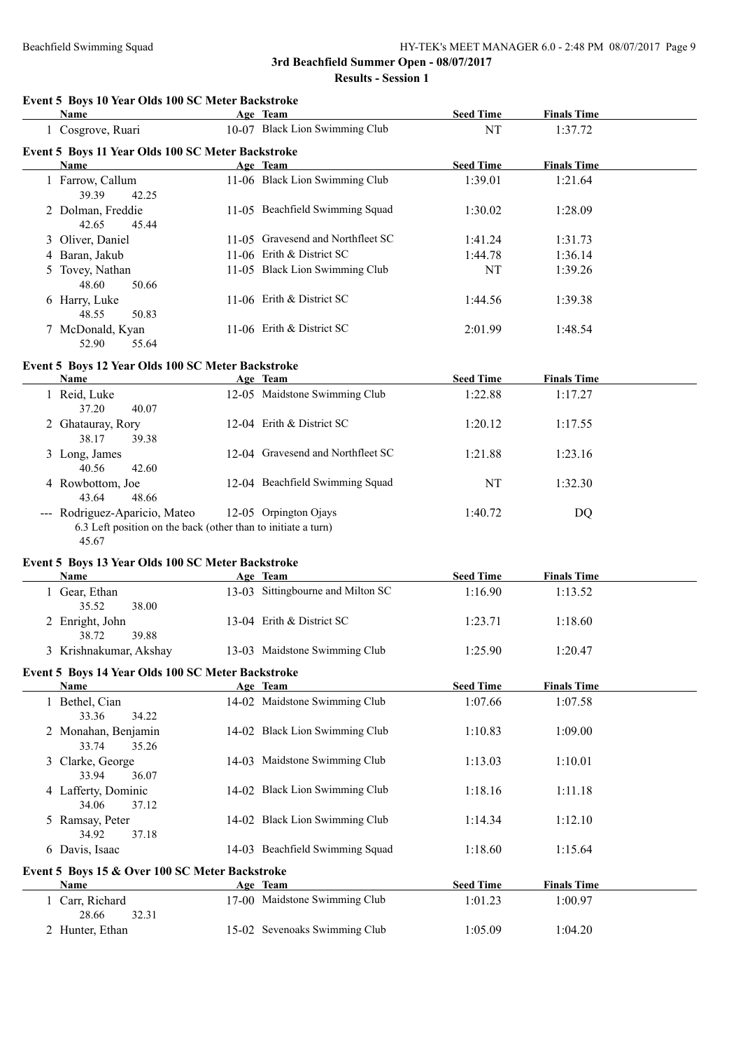3rd Beachfield Summer Open - 08/07/2017

Results - Session 1

### Event 5 Boys 10 Year Olds 100 SC Meter Backstroke

| | Name | Age | Team | Seed Time | Finals Time |
|---|---|---|---|---|---|
| 1 | Cosgrove, Ruari | 10-07 | Black Lion Swimming Club | NT | 1:37.72 |

### Event 5 Boys 11 Year Olds 100 SC Meter Backstroke

| | Name | Age | Team | Seed Time | Finals Time |
|---|---|---|---|---|---|
| 1 | Farrow, Callum | 11-06 | Black Lion Swimming Club | 1:39.01 | 1:21.64 |
| | 39.39 42.25 | | | | |
| 2 | Dolman, Freddie | 11-05 | Beachfield Swimming Squad | 1:30.02 | 1:28.09 |
| | 42.65 45.44 | | | | |
| 3 | Oliver, Daniel | 11-05 | Gravesend and Northfleet SC | 1:41.24 | 1:31.73 |
| 4 | Baran, Jakub | 11-06 | Erith & District SC | 1:44.78 | 1:36.14 |
| 5 | Tovey, Nathan | 11-05 | Black Lion Swimming Club | NT | 1:39.26 |
| | 48.60 50.66 | | | | |
| 6 | Harry, Luke | 11-06 | Erith & District SC | 1:44.56 | 1:39.38 |
| | 48.55 50.83 | | | | |
| 7 | McDonald, Kyan | 11-06 | Erith & District SC | 2:01.99 | 1:48.54 |
| | 52.90 55.64 | | | | |

### Event 5 Boys 12 Year Olds 100 SC Meter Backstroke

| | Name | Age | Team | Seed Time | Finals Time |
|---|---|---|---|---|---|
| 1 | Reid, Luke | 12-05 | Maidstone Swimming Club | 1:22.88 | 1:17.27 |
| | 37.20 40.07 | | | | |
| 2 | Ghatauray, Rory | 12-04 | Erith & District SC | 1:20.12 | 1:17.55 |
| | 38.17 39.38 | | | | |
| 3 | Long, James | 12-04 | Gravesend and Northfleet SC | 1:21.88 | 1:23.16 |
| | 40.56 42.60 | | | | |
| 4 | Rowbottom, Joe | 12-04 | Beachfield Swimming Squad | NT | 1:32.30 |
| | 43.64 48.66 | | | | |
| --- | Rodriguez-Aparicio, Mateo | 12-05 | Orpington Ojays | 1:40.72 | DQ |
| | 6.3 Left position on the back (other than to initiate a turn) | | | | |
| | 45.67 | | | | |

### Event 5 Boys 13 Year Olds 100 SC Meter Backstroke

| | Name | Age | Team | Seed Time | Finals Time |
|---|---|---|---|---|---|
| 1 | Gear, Ethan | 13-03 | Sittingbourne and Milton SC | 1:16.90 | 1:13.52 |
| | 35.52 38.00 | | | | |
| 2 | Enright, John | 13-04 | Erith & District SC | 1:23.71 | 1:18.60 |
| | 38.72 39.88 | | | | |
| 3 | Krishnakumar, Akshay | 13-03 | Maidstone Swimming Club | 1:25.90 | 1:20.47 |

### Event 5 Boys 14 Year Olds 100 SC Meter Backstroke

| | Name | Age | Team | Seed Time | Finals Time |
|---|---|---|---|---|---|
| 1 | Bethel, Cian | 14-02 | Maidstone Swimming Club | 1:07.66 | 1:07.58 |
| | 33.36 34.22 | | | | |
| 2 | Monahan, Benjamin | 14-02 | Black Lion Swimming Club | 1:10.83 | 1:09.00 |
| | 33.74 35.26 | | | | |
| 3 | Clarke, George | 14-03 | Maidstone Swimming Club | 1:13.03 | 1:10.01 |
| | 33.94 36.07 | | | | |
| 4 | Lafferty, Dominic | 14-02 | Black Lion Swimming Club | 1:18.16 | 1:11.18 |
| | 34.06 37.12 | | | | |
| 5 | Ramsay, Peter | 14-02 | Black Lion Swimming Club | 1:14.34 | 1:12.10 |
| | 34.92 37.18 | | | | |
| 6 | Davis, Isaac | 14-03 | Beachfield Swimming Squad | 1:18.60 | 1:15.64 |

### Event 5 Boys 15 & Over 100 SC Meter Backstroke

| | Name | Age | Team | Seed Time | Finals Time |
|---|---|---|---|---|---|
| 1 | Carr, Richard | 17-00 | Maidstone Swimming Club | 1:01.23 | 1:00.97 |
| | 28.66 32.31 | | | | |
| 2 | Hunter, Ethan | 15-02 | Sevenoaks Swimming Club | 1:05.09 | 1:04.20 |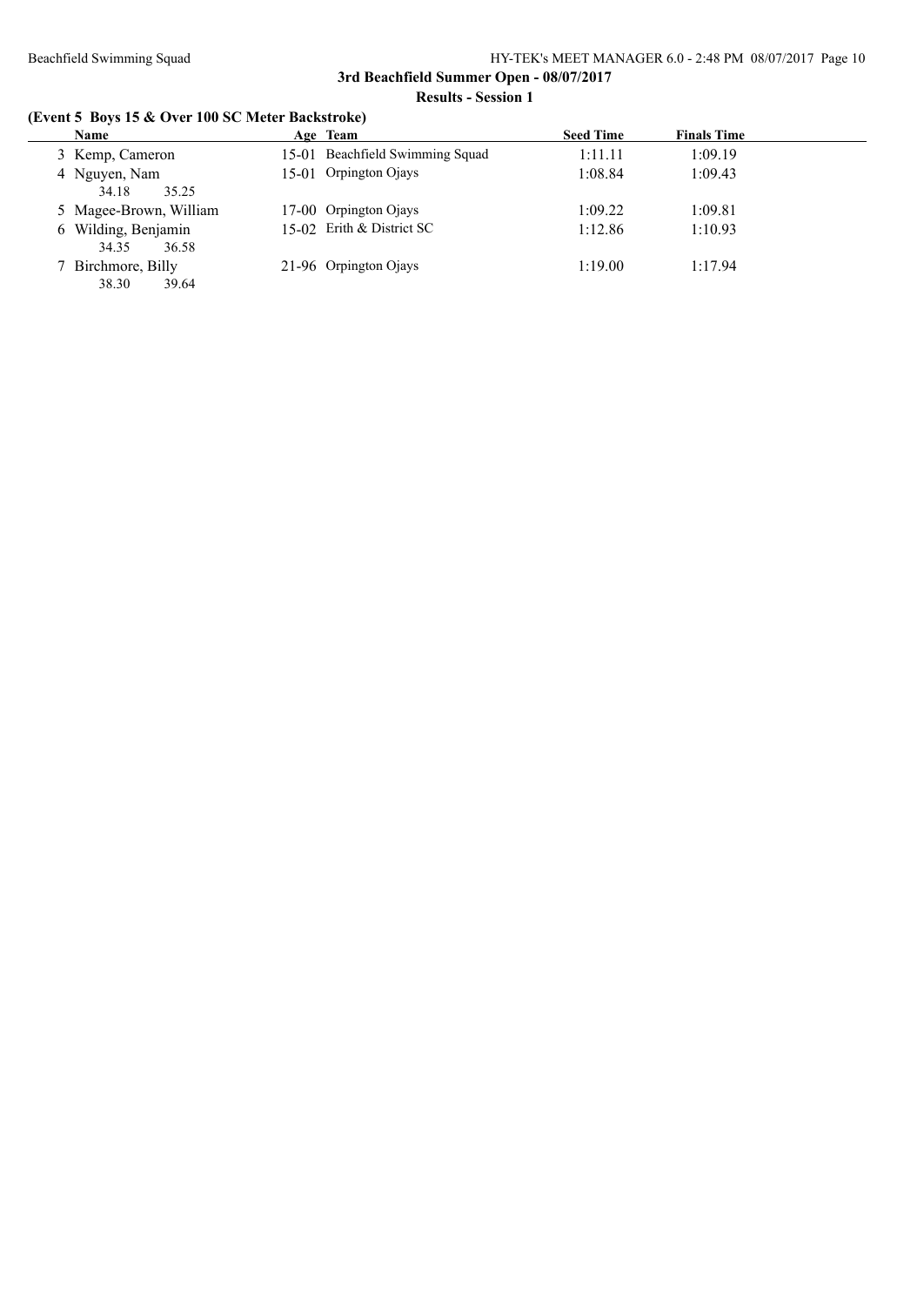**3rd Beachfield Summer Open - 08/07/2017**

**Results - Session 1**

### (Event 5 Boys 15 & Over 100 SC Meter Backstroke)

| Name | Age | Team | Seed Time | Finals Time |
|---|---|---|---|---|
| 3 Kemp, Cameron | 15-01 | Beachfield Swimming Squad | 1:11.11 | 1:09.19 |
| 4 Nguyen, Nam | 15-01 | Orpington Ojays | 1:08.84 | 1:09.43 |
| 34.18 35.25 | | | | |
| 5 Magee-Brown, William | 17-00 | Orpington Ojays | 1:09.22 | 1:09.81 |
| 6 Wilding, Benjamin | 15-02 | Erith & District SC | 1:12.86 | 1:10.93 |
| 34.35 36.58 | | | | |
| 7 Birchmore, Billy | 21-96 | Orpington Ojays | 1:19.00 | 1:17.94 |
| 38.30 39.64 | | | | |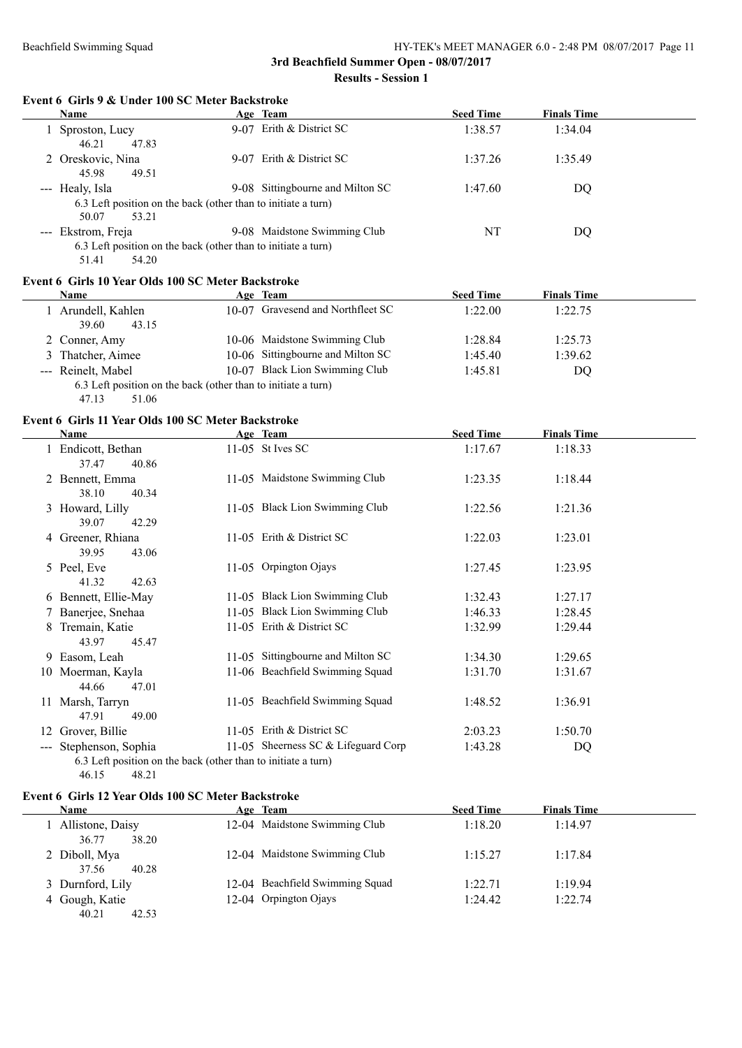## 3rd Beachfield Summer Open - 08/07/2017

### Results - Session 1

#### Event 6 Girls 9 & Under 100 SC Meter Backstroke

| | Name | Age | Team | Seed Time | Finals Time |
|---|---|---|---|---|---|
| 1 | Sproston, Lucy | 9-07 | Erith & District SC | 1:38.57 | 1:34.04 |
| | 46.21 47.83 | | | | |
| 2 | Oreskovic, Nina | 9-07 | Erith & District SC | 1:37.26 | 1:35.49 |
| | 45.98 49.51 | | | | |
| --- | Healy, Isla | 9-08 | Sittingbourne and Milton SC | 1:47.60 | DQ |
| | 6.3 Left position on the back (other than to initiate a turn) | | | | |
| | 50.07 53.21 | | | | |
| --- | Ekstrom, Freja | 9-08 | Maidstone Swimming Club | NT | DQ |
| | 6.3 Left position on the back (other than to initiate a turn) | | | | |
| | 51.41 54.20 | | | | |

#### Event 6 Girls 10 Year Olds 100 SC Meter Backstroke

| | Name | Age | Team | Seed Time | Finals Time |
|---|---|---|---|---|---|
| 1 | Arundell, Kahlen | 10-07 | Gravesend and Northfleet SC | 1:22.00 | 1:22.75 |
| | 39.60 43.15 | | | | |
| 2 | Conner, Amy | 10-06 | Maidstone Swimming Club | 1:28.84 | 1:25.73 |
| 3 | Thatcher, Aimee | 10-06 | Sittingbourne and Milton SC | 1:45.40 | 1:39.62 |
| --- | Reinelt, Mabel | 10-07 | Black Lion Swimming Club | 1:45.81 | DQ |
| | 6.3 Left position on the back (other than to initiate a turn) | | | | |
| | 47.13 51.06 | | | | |

#### Event 6 Girls 11 Year Olds 100 SC Meter Backstroke

| | Name | Age | Team | Seed Time | Finals Time |
|---|---|---|---|---|---|
| 1 | Endicott, Bethan | 11-05 | St Ives SC | 1:17.67 | 1:18.33 |
| | 37.47 40.86 | | | | |
| 2 | Bennett, Emma | 11-05 | Maidstone Swimming Club | 1:23.35 | 1:18.44 |
| | 38.10 40.34 | | | | |
| 3 | Howard, Lilly | 11-05 | Black Lion Swimming Club | 1:22.56 | 1:21.36 |
| | 39.07 42.29 | | | | |
| 4 | Greener, Rhiana | 11-05 | Erith & District SC | 1:22.03 | 1:23.01 |
| | 39.95 43.06 | | | | |
| 5 | Peel, Eve | 11-05 | Orpington Ojays | 1:27.45 | 1:23.95 |
| | 41.32 42.63 | | | | |
| 6 | Bennett, Ellie-May | 11-05 | Black Lion Swimming Club | 1:32.43 | 1:27.17 |
| 7 | Banerjee, Snehaa | 11-05 | Black Lion Swimming Club | 1:46.33 | 1:28.45 |
| 8 | Tremain, Katie | 11-05 | Erith & District SC | 1:32.99 | 1:29.44 |
| | 43.97 45.47 | | | | |
| 9 | Easom, Leah | 11-05 | Sittingbourne and Milton SC | 1:34.30 | 1:29.65 |
| 10 | Moerman, Kayla | 11-06 | Beachfield Swimming Squad | 1:31.70 | 1:31.67 |
| | 44.66 47.01 | | | | |
| 11 | Marsh, Tarryn | 11-05 | Beachfield Swimming Squad | 1:48.52 | 1:36.91 |
| | 47.91 49.00 | | | | |
| 12 | Grover, Billie | 11-05 | Erith & District SC | 2:03.23 | 1:50.70 |
| --- | Stephenson, Sophia | 11-05 | Sheerness SC & Lifeguard Corp | 1:43.28 | DQ |
| | 6.3 Left position on the back (other than to initiate a turn) | | | | |
| | 46.15 48.21 | | | | |

#### Event 6 Girls 12 Year Olds 100 SC Meter Backstroke

| | Name | Age | Team | Seed Time | Finals Time |
|---|---|---|---|---|---|
| 1 | Allistone, Daisy | 12-04 | Maidstone Swimming Club | 1:18.20 | 1:14.97 |
| | 36.77 38.20 | | | | |
| 2 | Diboll, Mya | 12-04 | Maidstone Swimming Club | 1:15.27 | 1:17.84 |
| | 37.56 40.28 | | | | |
| 3 | Durnford, Lily | 12-04 | Beachfield Swimming Squad | 1:22.71 | 1:19.94 |
| 4 | Gough, Katie | 12-04 | Orpington Ojays | 1:24.42 | 1:22.74 |
| | 40.21 42.53 | | | | |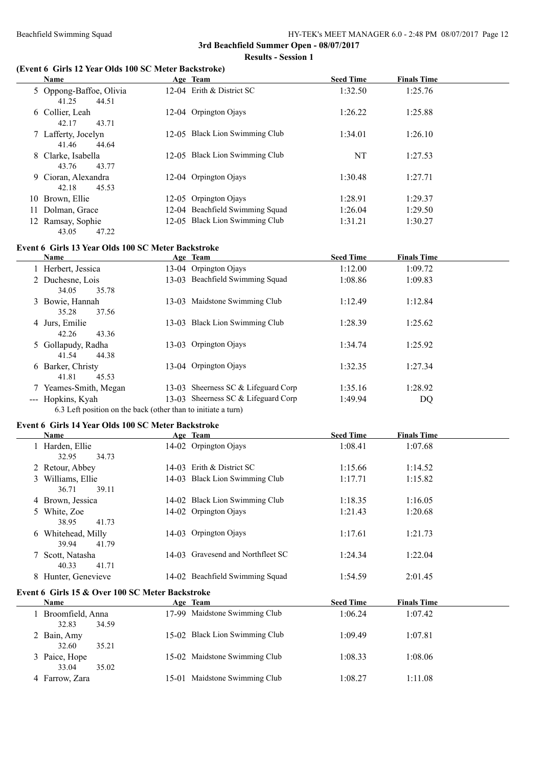**3rd Beachfield Summer Open - 08/07/2017**

**Results - Session 1**

### (Event 6 Girls 12 Year Olds 100 SC Meter Backstroke)

| | Name | Age | Team | Seed Time | Finals Time |
|---|---|---|---|---|---|
| 5 | Oppong-Baffoe, Olivia | 12-04 | Erith & District SC | 1:32.50 | 1:25.76 |
| | 41.25 44.51 | | | | |
| 6 | Collier, Leah | 12-04 | Orpington Ojays | 1:26.22 | 1:25.88 |
| | 42.17 43.71 | | | | |
| 7 | Lafferty, Jocelyn | 12-05 | Black Lion Swimming Club | 1:34.01 | 1:26.10 |
| | 41.46 44.64 | | | | |
| 8 | Clarke, Isabella | 12-05 | Black Lion Swimming Club | NT | 1:27.53 |
| | 43.76 43.77 | | | | |
| 9 | Cioran, Alexandra | 12-04 | Orpington Ojays | 1:30.48 | 1:27.71 |
| | 42.18 45.53 | | | | |
| 10 | Brown, Ellie | 12-05 | Orpington Ojays | 1:28.91 | 1:29.37 |
| 11 | Dolman, Grace | 12-04 | Beachfield Swimming Squad | 1:26.04 | 1:29.50 |
| 12 | Ramsay, Sophie | 12-05 | Black Lion Swimming Club | 1:31.21 | 1:30.27 |
| | 43.05 47.22 | | | | |

### Event 6 Girls 13 Year Olds 100 SC Meter Backstroke

| | Name | Age | Team | Seed Time | Finals Time |
|---|---|---|---|---|---|
| 1 | Herbert, Jessica | 13-04 | Orpington Ojays | 1:12.00 | 1:09.72 |
| 2 | Duchesne, Lois | 13-03 | Beachfield Swimming Squad | 1:08.86 | 1:09.83 |
| | 34.05 35.78 | | | | |
| 3 | Bowie, Hannah | 13-03 | Maidstone Swimming Club | 1:12.49 | 1:12.84 |
| | 35.28 37.56 | | | | |
| 4 | Jurs, Emilie | 13-03 | Black Lion Swimming Club | 1:28.39 | 1:25.62 |
| | 42.26 43.36 | | | | |
| 5 | Gollapudy, Radha | 13-03 | Orpington Ojays | 1:34.74 | 1:25.92 |
| | 41.54 44.38 | | | | |
| 6 | Barker, Christy | 13-04 | Orpington Ojays | 1:32.35 | 1:27.34 |
| | 41.81 45.53 | | | | |
| 7 | Yeames-Smith, Megan | 13-03 | Sheerness SC & Lifeguard Corp | 1:35.16 | 1:28.92 |
| --- | Hopkins, Kyah | 13-03 | Sheerness SC & Lifeguard Corp | 1:49.94 | DQ |
| | 6.3 Left position on the back (other than to initiate a turn) | | | | |

### Event 6 Girls 14 Year Olds 100 SC Meter Backstroke

| | Name | Age | Team | Seed Time | Finals Time |
|---|---|---|---|---|---|
| 1 | Harden, Ellie | 14-02 | Orpington Ojays | 1:08.41 | 1:07.68 |
| | 32.95 34.73 | | | | |
| 2 | Retour, Abbey | 14-03 | Erith & District SC | 1:15.66 | 1:14.52 |
| 3 | Williams, Ellie | 14-03 | Black Lion Swimming Club | 1:17.71 | 1:15.82 |
| | 36.71 39.11 | | | | |
| 4 | Brown, Jessica | 14-02 | Black Lion Swimming Club | 1:18.35 | 1:16.05 |
| 5 | White, Zoe | 14-02 | Orpington Ojays | 1:21.43 | 1:20.68 |
| | 38.95 41.73 | | | | |
| 6 | Whitehead, Milly | 14-03 | Orpington Ojays | 1:17.61 | 1:21.73 |
| | 39.94 41.79 | | | | |
| 7 | Scott, Natasha | 14-03 | Gravesend and Northfleet SC | 1:24.34 | 1:22.04 |
| | 40.33 41.71 | | | | |
| 8 | Hunter, Genevieve | 14-02 | Beachfield Swimming Squad | 1:54.59 | 2:01.45 |

### Event 6 Girls 15 & Over 100 SC Meter Backstroke

| | Name | Age | Team | Seed Time | Finals Time |
|---|---|---|---|---|---|
| 1 | Broomfield, Anna | 17-99 | Maidstone Swimming Club | 1:06.24 | 1:07.42 |
| | 32.83 34.59 | | | | |
| 2 | Bain, Amy | 15-02 | Black Lion Swimming Club | 1:09.49 | 1:07.81 |
| | 32.60 35.21 | | | | |
| 3 | Paice, Hope | 15-02 | Maidstone Swimming Club | 1:08.33 | 1:08.06 |
| | 33.04 35.02 | | | | |
| 4 | Farrow, Zara | 15-01 | Maidstone Swimming Club | 1:08.27 | 1:11.08 |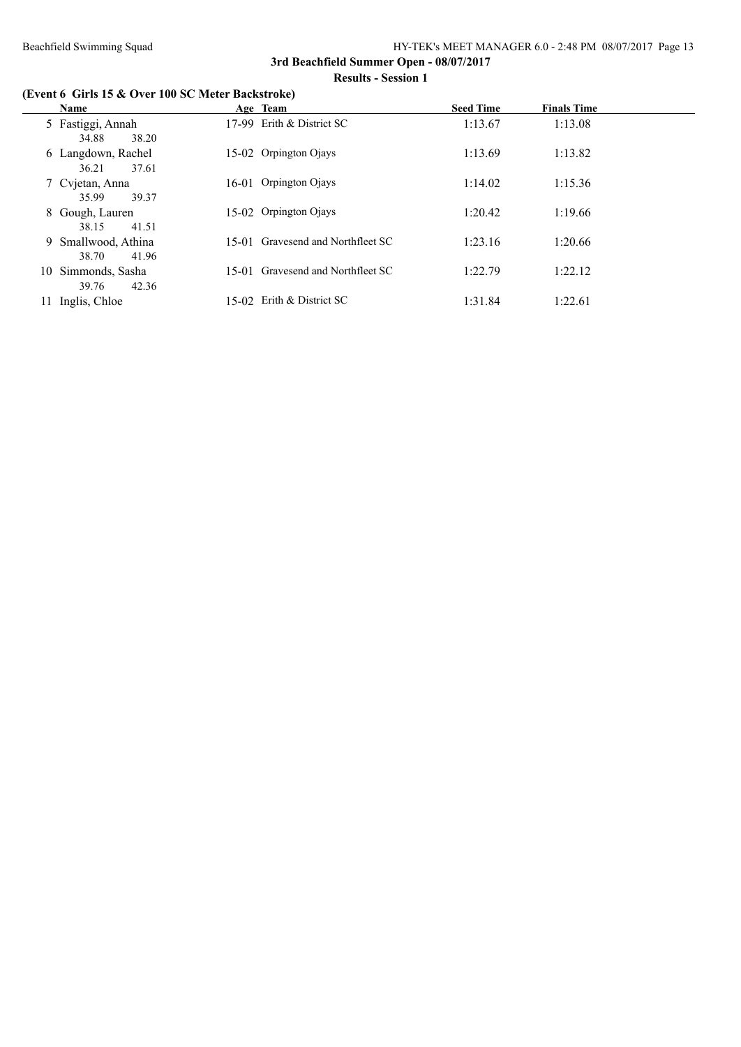**3rd Beachfield Summer Open - 08/07/2017**

**Results - Session 1**

**(Event 6 Girls 15 & Over 100 SC Meter Backstroke)**

| | Name | Age | Team | Seed Time | Finals Time |
|---|---|---|---|---|---|
| 5 | Fastiggi, Annah | 17-99 | Erith & District SC | 1:13.67 | 1:13.08 |
| | 34.88 38.20 | | | | |
| 6 | Langdown, Rachel | 15-02 | Orpington Ojays | 1:13.69 | 1:13.82 |
| | 36.21 37.61 | | | | |
| 7 | Cvjetan, Anna | 16-01 | Orpington Ojays | 1:14.02 | 1:15.36 |
| | 35.99 39.37 | | | | |
| 8 | Gough, Lauren | 15-02 | Orpington Ojays | 1:20.42 | 1:19.66 |
| | 38.15 41.51 | | | | |
| 9 | Smallwood, Athina | 15-01 | Gravesend and Northfleet SC | 1:23.16 | 1:20.66 |
| | 38.70 41.96 | | | | |
| 10 | Simmonds, Sasha | 15-01 | Gravesend and Northfleet SC | 1:22.79 | 1:22.12 |
| | 39.76 42.36 | | | | |
| 11 | Inglis, Chloe | 15-02 | Erith & District SC | 1:31.84 | 1:22.61 |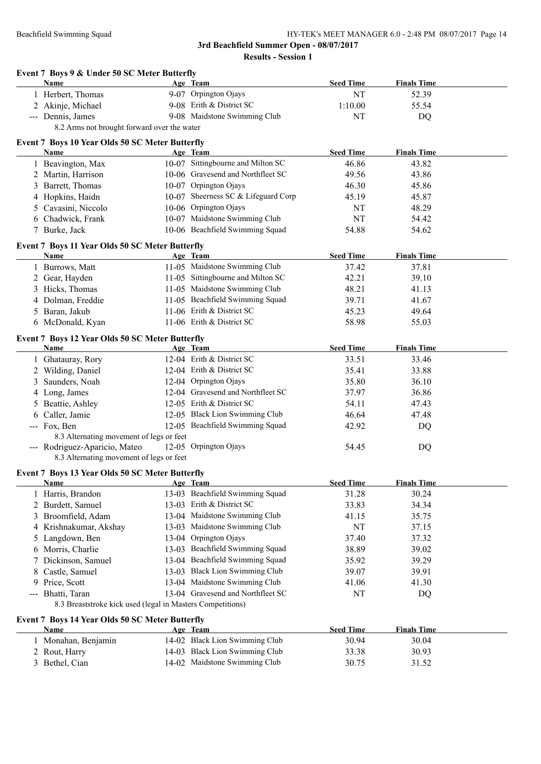**3rd Beachfield Summer Open - 08/07/2017**

**Results - Session 1**

### Event 7 Boys 9 & Under 50 SC Meter Butterfly

| | Name | Age | Team | Seed Time | Finals Time |
|---|---|---|---|---|---|
| 1 | Herbert, Thomas | 9-07 | Orpington Ojays | NT | 52.39 |
| 2 | Akinje, Michael | 9-08 | Erith & District SC | 1:10.00 | 55.54 |
| --- | Dennis, James | 9-08 | Maidstone Swimming Club | NT | DQ |
| | 8.2 Arms not brought forward over the water | | | | |

### Event 7 Boys 10 Year Olds 50 SC Meter Butterfly

| | Name | Age | Team | Seed Time | Finals Time |
|---|---|---|---|---|---|
| 1 | Beavington, Max | 10-07 | Sittingbourne and Milton SC | 46.86 | 43.82 |
| 2 | Martin, Harrison | 10-06 | Gravesend and Northfleet SC | 49.56 | 43.86 |
| 3 | Barrett, Thomas | 10-07 | Orpington Ojays | 46.30 | 45.86 |
| 4 | Hopkins, Haidn | 10-07 | Sheerness SC & Lifeguard Corp | 45.19 | 45.87 |
| 5 | Cavasini, Niccolo | 10-06 | Orpington Ojays | NT | 48.29 |
| 6 | Chadwick, Frank | 10-07 | Maidstone Swimming Club | NT | 54.42 |
| 7 | Burke, Jack | 10-06 | Beachfield Swimming Squad | 54.88 | 54.62 |

### Event 7 Boys 11 Year Olds 50 SC Meter Butterfly

| | Name | Age | Team | Seed Time | Finals Time |
|---|---|---|---|---|---|
| 1 | Burrows, Matt | 11-05 | Maidstone Swimming Club | 37.42 | 37.81 |
| 2 | Gear, Hayden | 11-05 | Sittingbourne and Milton SC | 42.21 | 39.10 |
| 3 | Hicks, Thomas | 11-05 | Maidstone Swimming Club | 48.21 | 41.13 |
| 4 | Dolman, Freddie | 11-05 | Beachfield Swimming Squad | 39.71 | 41.67 |
| 5 | Baran, Jakub | 11-06 | Erith & District SC | 45.23 | 49.64 |
| 6 | McDonald, Kyan | 11-06 | Erith & District SC | 58.98 | 55.03 |

### Event 7 Boys 12 Year Olds 50 SC Meter Butterfly

| | Name | Age | Team | Seed Time | Finals Time |
|---|---|---|---|---|---|
| 1 | Ghatauray, Rory | 12-04 | Erith & District SC | 33.51 | 33.46 |
| 2 | Wilding, Daniel | 12-04 | Erith & District SC | 35.41 | 33.88 |
| 3 | Saunders, Noah | 12-04 | Orpington Ojays | 35.80 | 36.10 |
| 4 | Long, James | 12-04 | Gravesend and Northfleet SC | 37.97 | 36.86 |
| 5 | Beattie, Ashley | 12-05 | Erith & District SC | 54.11 | 47.43 |
| 6 | Caller, Jamie | 12-05 | Black Lion Swimming Club | 46.64 | 47.48 |
| --- | Fox, Ben | 12-05 | Beachfield Swimming Squad | 42.92 | DQ |
| | 8.3 Alternating movement of legs or feet | | | | |
| --- | Rodriguez-Aparicio, Mateo | 12-05 | Orpington Ojays | 54.45 | DQ |
| | 8.3 Alternating movement of legs or feet | | | | |

### Event 7 Boys 13 Year Olds 50 SC Meter Butterfly

| | Name | Age | Team | Seed Time | Finals Time |
|---|---|---|---|---|---|
| 1 | Harris, Brandon | 13-03 | Beachfield Swimming Squad | 31.28 | 30.24 |
| 2 | Burdett, Samuel | 13-03 | Erith & District SC | 33.83 | 34.34 |
| 3 | Broomfield, Adam | 13-04 | Maidstone Swimming Club | 41.15 | 35.75 |
| 4 | Krishnakumar, Akshay | 13-03 | Maidstone Swimming Club | NT | 37.15 |
| 5 | Langdown, Ben | 13-04 | Orpington Ojays | 37.40 | 37.32 |
| 6 | Morris, Charlie | 13-03 | Beachfield Swimming Squad | 38.89 | 39.02 |
| 7 | Dickinson, Samuel | 13-04 | Beachfield Swimming Squad | 35.92 | 39.29 |
| 8 | Castle, Samuel | 13-03 | Black Lion Swimming Club | 39.07 | 39.91 |
| 9 | Price, Scott | 13-04 | Maidstone Swimming Club | 41.06 | 41.30 |
| --- | Bhatti, Taran | 13-04 | Gravesend and Northfleet SC | NT | DQ |
| | 8.3 Breaststroke kick used (legal in Masters Competitions) | | | | |

### Event 7 Boys 14 Year Olds 50 SC Meter Butterfly

| | Name | Age | Team | Seed Time | Finals Time |
|---|---|---|---|---|---|
| 1 | Monahan, Benjamin | 14-02 | Black Lion Swimming Club | 30.94 | 30.04 |
| 2 | Rout, Harry | 14-03 | Black Lion Swimming Club | 33.38 | 30.93 |
| 3 | Bethel, Cian | 14-02 | Maidstone Swimming Club | 30.75 | 31.52 |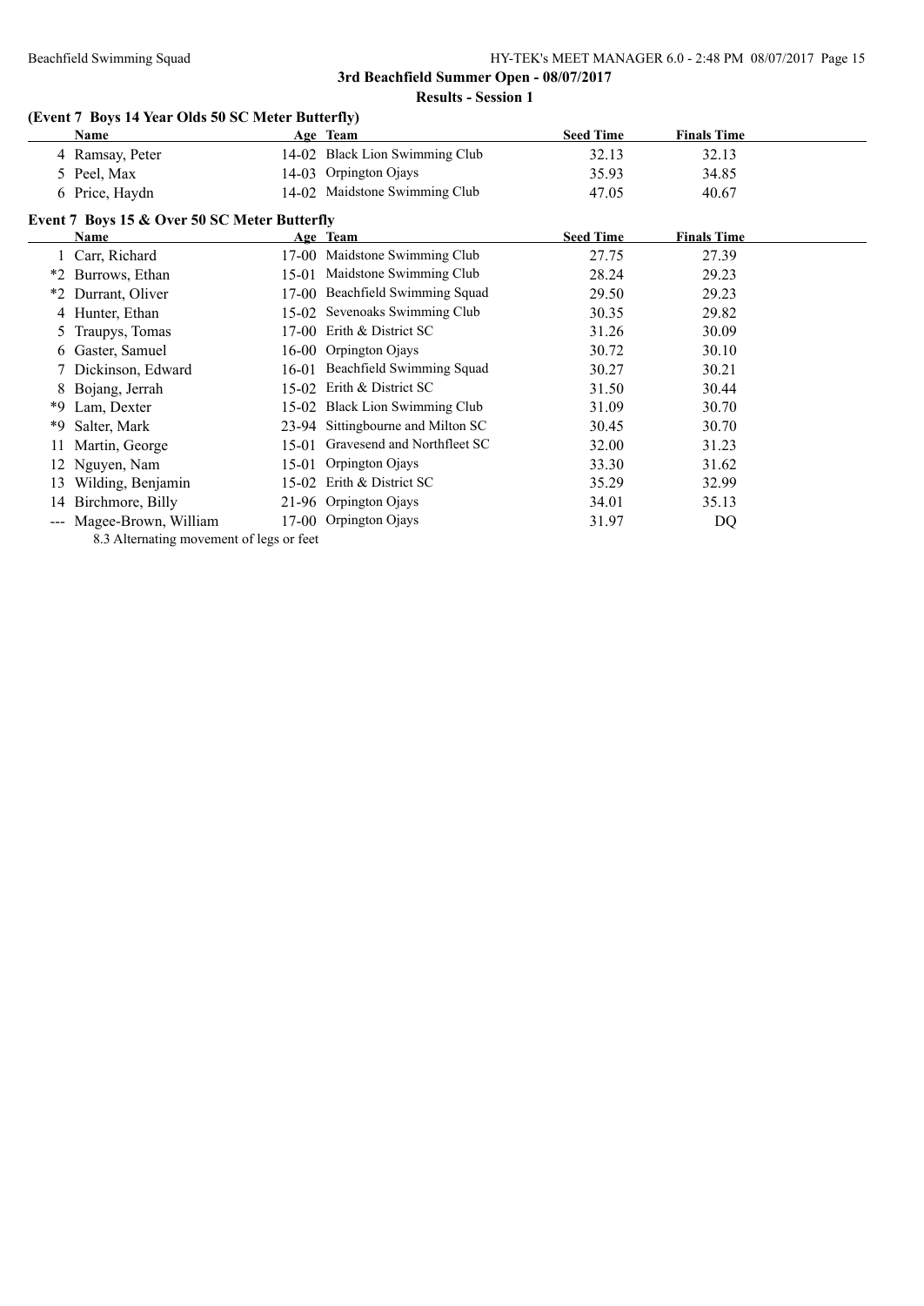### (Event 7 Boys 14 Year Olds 50 SC Meter Butterfly)

| | Name | Age | Team | Seed Time | Finals Time |
|---|---|---|---|---|---|
| 4 | Ramsay, Peter | 14-02 | Black Lion Swimming Club | 32.13 | 32.13 |
| 5 | Peel, Max | 14-03 | Orpington Ojays | 35.93 | 34.85 |
| 6 | Price, Haydn | 14-02 | Maidstone Swimming Club | 47.05 | 40.67 |

### Event 7 Boys 15 & Over 50 SC Meter Butterfly

| | Name | Age | Team | Seed Time | Finals Time |
|---|---|---|---|---|---|
| 1 | Carr, Richard | 17-00 | Maidstone Swimming Club | 27.75 | 27.39 |
| *2 | Burrows, Ethan | 15-01 | Maidstone Swimming Club | 28.24 | 29.23 |
| *2 | Durrant, Oliver | 17-00 | Beachfield Swimming Squad | 29.50 | 29.23 |
| 4 | Hunter, Ethan | 15-02 | Sevenoaks Swimming Club | 30.35 | 29.82 |
| 5 | Traupys, Tomas | 17-00 | Erith & District SC | 31.26 | 30.09 |
| 6 | Gaster, Samuel | 16-00 | Orpington Ojays | 30.72 | 30.10 |
| 7 | Dickinson, Edward | 16-01 | Beachfield Swimming Squad | 30.27 | 30.21 |
| 8 | Bojang, Jerrah | 15-02 | Erith & District SC | 31.50 | 30.44 |
| *9 | Lam, Dexter | 15-02 | Black Lion Swimming Club | 31.09 | 30.70 |
| *9 | Salter, Mark | 23-94 | Sittingbourne and Milton SC | 30.45 | 30.70 |
| 11 | Martin, George | 15-01 | Gravesend and Northfleet SC | 32.00 | 31.23 |
| 12 | Nguyen, Nam | 15-01 | Orpington Ojays | 33.30 | 31.62 |
| 13 | Wilding, Benjamin | 15-02 | Erith & District SC | 35.29 | 32.99 |
| 14 | Birchmore, Billy | 21-96 | Orpington Ojays | 34.01 | 35.13 |
| --- | Magee-Brown, William | 17-00 | Orpington Ojays | 31.97 | DQ |

8.3 Alternating movement of legs or feet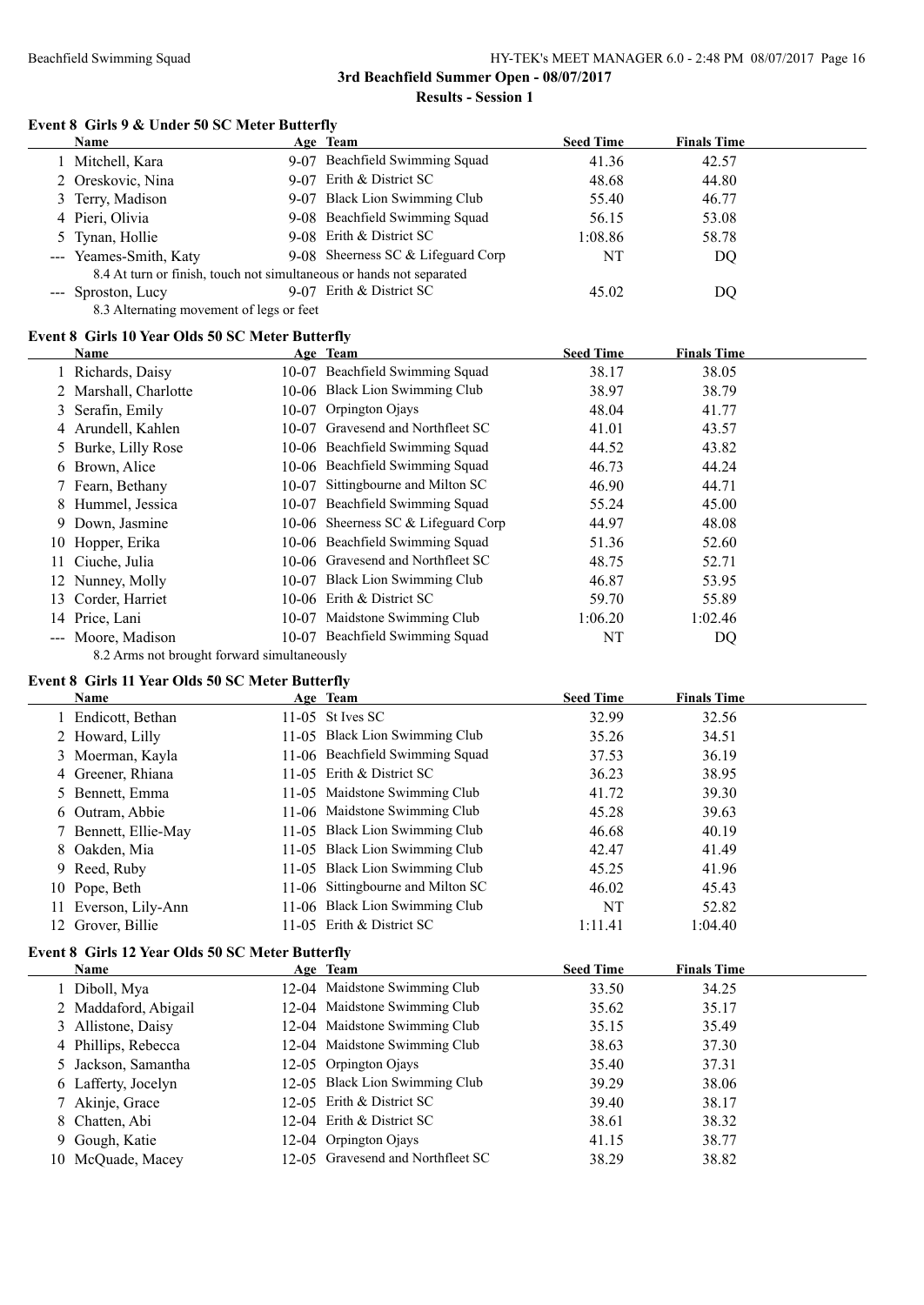3rd Beachfield Summer Open - 08/07/2017

Results - Session 1

### Event 8 Girls 9 & Under 50 SC Meter Butterfly

| | Name | Age | Team | Seed Time | Finals Time |
|---|---|---|---|---|---|
| 1 | Mitchell, Kara | 9-07 | Beachfield Swimming Squad | 41.36 | 42.57 |
| 2 | Oreskovic, Nina | 9-07 | Erith & District SC | 48.68 | 44.80 |
| 3 | Terry, Madison | 9-07 | Black Lion Swimming Club | 55.40 | 46.77 |
| 4 | Pieri, Olivia | 9-08 | Beachfield Swimming Squad | 56.15 | 53.08 |
| 5 | Tynan, Hollie | 9-08 | Erith & District SC | 1:08.86 | 58.78 |
| --- | Yeames-Smith, Katy | 9-08 | Sheerness SC & Lifeguard Corp | NT | DQ |
| | 8.4 At turn or finish, touch not simultaneous or hands not separated | | | | |
| --- | Sproston, Lucy | 9-07 | Erith & District SC | 45.02 | DQ |
| | 8.3 Alternating movement of legs or feet | | | | |

### Event 8 Girls 10 Year Olds 50 SC Meter Butterfly

| | Name | Age | Team | Seed Time | Finals Time |
|---|---|---|---|---|---|
| 1 | Richards, Daisy | 10-07 | Beachfield Swimming Squad | 38.17 | 38.05 |
| 2 | Marshall, Charlotte | 10-06 | Black Lion Swimming Club | 38.97 | 38.79 |
| 3 | Serafin, Emily | 10-07 | Orpington Ojays | 48.04 | 41.77 |
| 4 | Arundell, Kahlen | 10-07 | Gravesend and Northfleet SC | 41.01 | 43.57 |
| 5 | Burke, Lilly Rose | 10-06 | Beachfield Swimming Squad | 44.52 | 43.82 |
| 6 | Brown, Alice | 10-06 | Beachfield Swimming Squad | 46.73 | 44.24 |
| 7 | Fearn, Bethany | 10-07 | Sittingbourne and Milton SC | 46.90 | 44.71 |
| 8 | Hummel, Jessica | 10-07 | Beachfield Swimming Squad | 55.24 | 45.00 |
| 9 | Down, Jasmine | 10-06 | Sheerness SC & Lifeguard Corp | 44.97 | 48.08 |
| 10 | Hopper, Erika | 10-06 | Beachfield Swimming Squad | 51.36 | 52.60 |
| 11 | Ciuche, Julia | 10-06 | Gravesend and Northfleet SC | 48.75 | 52.71 |
| 12 | Nunney, Molly | 10-07 | Black Lion Swimming Club | 46.87 | 53.95 |
| 13 | Corder, Harriet | 10-06 | Erith & District SC | 59.70 | 55.89 |
| 14 | Price, Lani | 10-07 | Maidstone Swimming Club | 1:06.20 | 1:02.46 |
| --- | Moore, Madison | 10-07 | Beachfield Swimming Squad | NT | DQ |
| | 8.2 Arms not brought forward simultaneously | | | | |

### Event 8 Girls 11 Year Olds 50 SC Meter Butterfly

| | Name | Age | Team | Seed Time | Finals Time |
|---|---|---|---|---|---|
| 1 | Endicott, Bethan | 11-05 | St Ives SC | 32.99 | 32.56 |
| 2 | Howard, Lilly | 11-05 | Black Lion Swimming Club | 35.26 | 34.51 |
| 3 | Moerman, Kayla | 11-06 | Beachfield Swimming Squad | 37.53 | 36.19 |
| 4 | Greener, Rhiana | 11-05 | Erith & District SC | 36.23 | 38.95 |
| 5 | Bennett, Emma | 11-05 | Maidstone Swimming Club | 41.72 | 39.30 |
| 6 | Outram, Abbie | 11-06 | Maidstone Swimming Club | 45.28 | 39.63 |
| 7 | Bennett, Ellie-May | 11-05 | Black Lion Swimming Club | 46.68 | 40.19 |
| 8 | Oakden, Mia | 11-05 | Black Lion Swimming Club | 42.47 | 41.49 |
| 9 | Reed, Ruby | 11-05 | Black Lion Swimming Club | 45.25 | 41.96 |
| 10 | Pope, Beth | 11-06 | Sittingbourne and Milton SC | 46.02 | 45.43 |
| 11 | Everson, Lily-Ann | 11-06 | Black Lion Swimming Club | NT | 52.82 |
| 12 | Grover, Billie | 11-05 | Erith & District SC | 1:11.41 | 1:04.40 |

### Event 8 Girls 12 Year Olds 50 SC Meter Butterfly

| | Name | Age | Team | Seed Time | Finals Time |
|---|---|---|---|---|---|
| 1 | Diboll, Mya | 12-04 | Maidstone Swimming Club | 33.50 | 34.25 |
| 2 | Maddaford, Abigail | 12-04 | Maidstone Swimming Club | 35.62 | 35.17 |
| 3 | Allistone, Daisy | 12-04 | Maidstone Swimming Club | 35.15 | 35.49 |
| 4 | Phillips, Rebecca | 12-04 | Maidstone Swimming Club | 38.63 | 37.30 |
| 5 | Jackson, Samantha | 12-05 | Orpington Ojays | 35.40 | 37.31 |
| 6 | Lafferty, Jocelyn | 12-05 | Black Lion Swimming Club | 39.29 | 38.06 |
| 7 | Akinje, Grace | 12-05 | Erith & District SC | 39.40 | 38.17 |
| 8 | Chatten, Abi | 12-04 | Erith & District SC | 38.61 | 38.32 |
| 9 | Gough, Katie | 12-04 | Orpington Ojays | 41.15 | 38.77 |
| 10 | McQuade, Macey | 12-05 | Gravesend and Northfleet SC | 38.29 | 38.82 |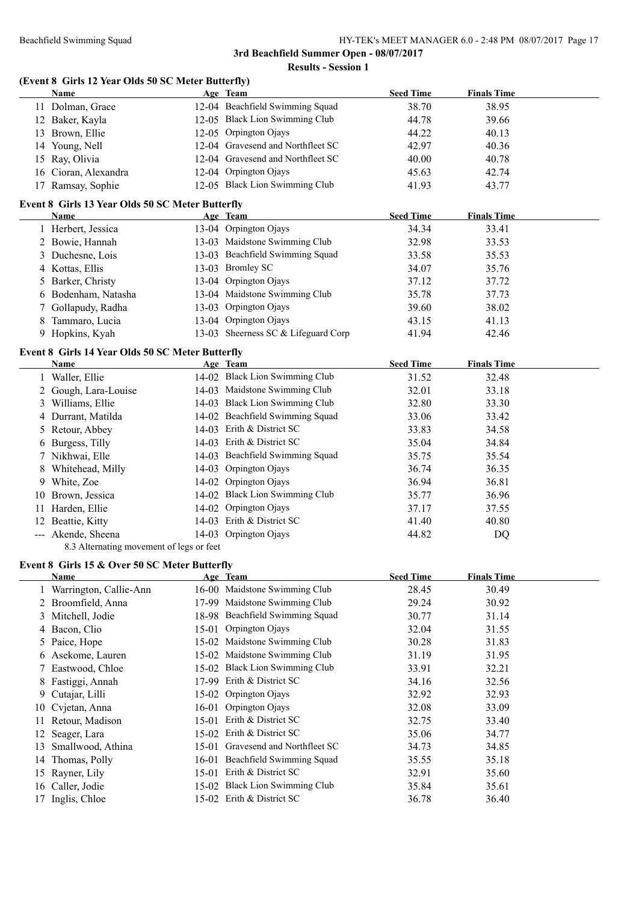### (Event 8 Girls 12 Year Olds 50 SC Meter Butterfly)

| | Name | Age | Team | Seed Time | Finals Time |
|---|---|---|---|---|---|
| 11 | Dolman, Grace | 12-04 | Beachfield Swimming Squad | 38.70 | 38.95 |
| 12 | Baker, Kayla | 12-05 | Black Lion Swimming Club | 44.78 | 39.66 |
| 13 | Brown, Ellie | 12-05 | Orpington Ojays | 44.22 | 40.13 |
| 14 | Young, Nell | 12-04 | Gravesend and Northfleet SC | 42.97 | 40.36 |
| 15 | Ray, Olivia | 12-04 | Gravesend and Northfleet SC | 40.00 | 40.78 |
| 16 | Cioran, Alexandra | 12-04 | Orpington Ojays | 45.63 | 42.74 |
| 17 | Ramsay, Sophie | 12-05 | Black Lion Swimming Club | 41.93 | 43.77 |

### Event 8 Girls 13 Year Olds 50 SC Meter Butterfly

| | Name | Age | Team | Seed Time | Finals Time |
|---|---|---|---|---|---|
| 1 | Herbert, Jessica | 13-04 | Orpington Ojays | 34.34 | 33.41 |
| 2 | Bowie, Hannah | 13-03 | Maidstone Swimming Club | 32.98 | 33.53 |
| 3 | Duchesne, Lois | 13-03 | Beachfield Swimming Squad | 33.58 | 35.53 |
| 4 | Kottas, Ellis | 13-03 | Bromley SC | 34.07 | 35.76 |
| 5 | Barker, Christy | 13-04 | Orpington Ojays | 37.12 | 37.72 |
| 6 | Bodenham, Natasha | 13-04 | Maidstone Swimming Club | 35.78 | 37.73 |
| 7 | Gollapudy, Radha | 13-03 | Orpington Ojays | 39.60 | 38.02 |
| 8 | Tammaro, Lucia | 13-04 | Orpington Ojays | 43.15 | 41.13 |
| 9 | Hopkins, Kyah | 13-03 | Sheerness SC & Lifeguard Corp | 41.94 | 42.46 |

### Event 8 Girls 14 Year Olds 50 SC Meter Butterfly

| | Name | Age | Team | Seed Time | Finals Time |
|---|---|---|---|---|---|
| 1 | Waller, Ellie | 14-02 | Black Lion Swimming Club | 31.52 | 32.48 |
| 2 | Gough, Lara-Louise | 14-03 | Maidstone Swimming Club | 32.01 | 33.18 |
| 3 | Williams, Ellie | 14-03 | Black Lion Swimming Club | 32.80 | 33.30 |
| 4 | Durrant, Matilda | 14-02 | Beachfield Swimming Squad | 33.06 | 33.42 |
| 5 | Retour, Abbey | 14-03 | Erith & District SC | 33.83 | 34.58 |
| 6 | Burgess, Tilly | 14-03 | Erith & District SC | 35.04 | 34.84 |
| 7 | Nikhwai, Elle | 14-03 | Beachfield Swimming Squad | 35.75 | 35.54 |
| 8 | Whitehead, Milly | 14-03 | Orpington Ojays | 36.74 | 36.35 |
| 9 | White, Zoe | 14-02 | Orpington Ojays | 36.94 | 36.81 |
| 10 | Brown, Jessica | 14-02 | Black Lion Swimming Club | 35.77 | 36.96 |
| 11 | Harden, Ellie | 14-02 | Orpington Ojays | 37.17 | 37.55 |
| 12 | Beattie, Kitty | 14-03 | Erith & District SC | 41.40 | 40.80 |
| --- | Akende, Sheena | 14-03 | Orpington Ojays | 44.82 | DQ |
| | 8.3 Alternating movement of legs or feet | | | | |

### Event 8 Girls 15 & Over 50 SC Meter Butterfly

| | Name | Age | Team | Seed Time | Finals Time |
|---|---|---|---|---|---|
| 1 | Warrington, Callie-Ann | 16-00 | Maidstone Swimming Club | 28.45 | 30.49 |
| 2 | Broomfield, Anna | 17-99 | Maidstone Swimming Club | 29.24 | 30.92 |
| 3 | Mitchell, Jodie | 18-98 | Beachfield Swimming Squad | 30.77 | 31.14 |
| 4 | Bacon, Clio | 15-01 | Orpington Ojays | 32.04 | 31.55 |
| 5 | Paice, Hope | 15-02 | Maidstone Swimming Club | 30.28 | 31.83 |
| 6 | Asekome, Lauren | 15-02 | Maidstone Swimming Club | 31.19 | 31.95 |
| 7 | Eastwood, Chloe | 15-02 | Black Lion Swimming Club | 33.91 | 32.21 |
| 8 | Fastiggi, Annah | 17-99 | Erith & District SC | 34.16 | 32.56 |
| 9 | Cutajar, Lilli | 15-02 | Orpington Ojays | 32.92 | 32.93 |
| 10 | Cvjetan, Anna | 16-01 | Orpington Ojays | 32.08 | 33.09 |
| 11 | Retour, Madison | 15-01 | Erith & District SC | 32.75 | 33.40 |
| 12 | Seager, Lara | 15-02 | Erith & District SC | 35.06 | 34.77 |
| 13 | Smallwood, Athina | 15-01 | Gravesend and Northfleet SC | 34.73 | 34.85 |
| 14 | Thomas, Polly | 16-01 | Beachfield Swimming Squad | 35.55 | 35.18 |
| 15 | Rayner, Lily | 15-01 | Erith & District SC | 32.91 | 35.60 |
| 16 | Caller, Jodie | 15-02 | Black Lion Swimming Club | 35.84 | 35.61 |
| 17 | Inglis, Chloe | 15-02 | Erith & District SC | 36.78 | 36.40 |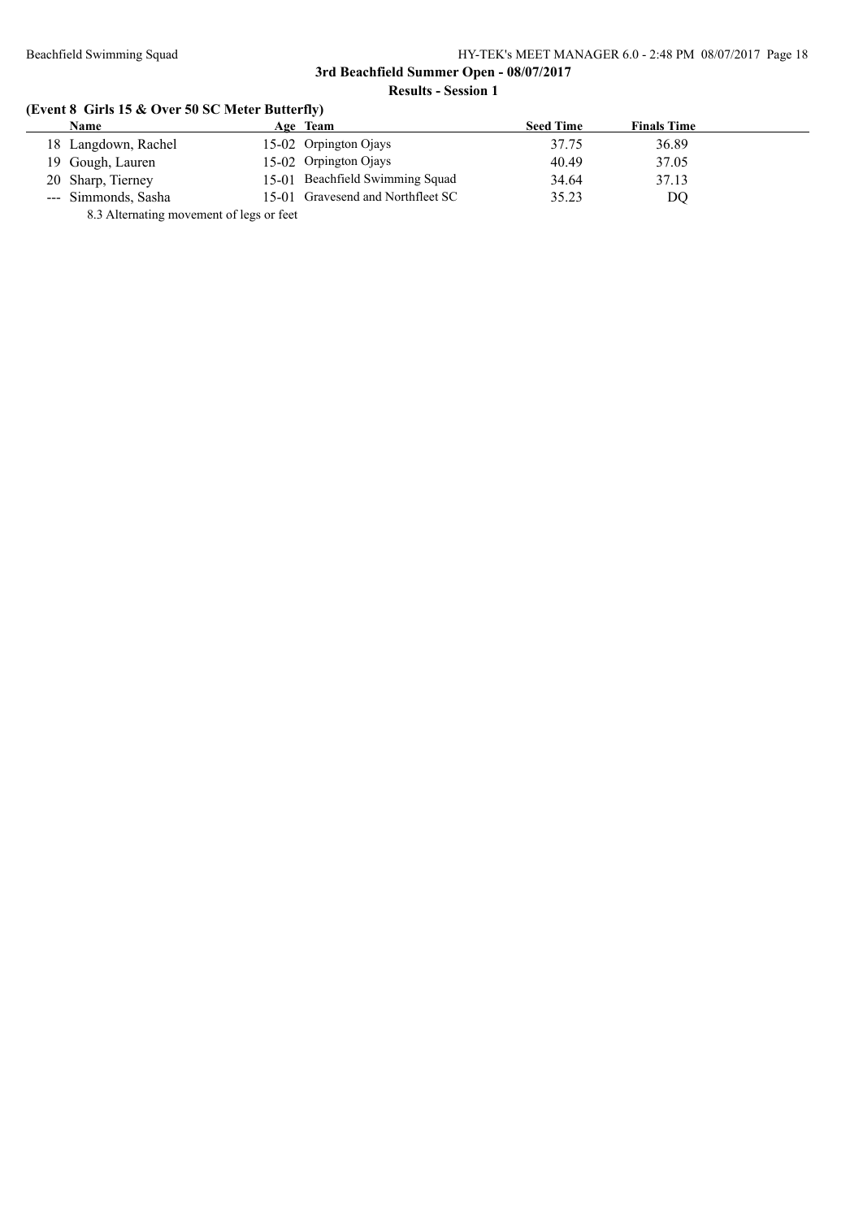### (Event 8 Girls 15 & Over 50 SC Meter Butterfly)

| | Name | Age | Team | Seed Time | Finals Time |
|---|---|---|---|---|---|
| 18 | Langdown, Rachel | 15-02 | Orpington Ojays | 37.75 | 36.89 |
| 19 | Gough, Lauren | 15-02 | Orpington Ojays | 40.49 | 37.05 |
| 20 | Sharp, Tierney | 15-01 | Beachfield Swimming Squad | 34.64 | 37.13 |
| --- | Simmonds, Sasha | 15-01 | Gravesend and Northfleet SC | 35.23 | DQ |

8.3 Alternating movement of legs or feet